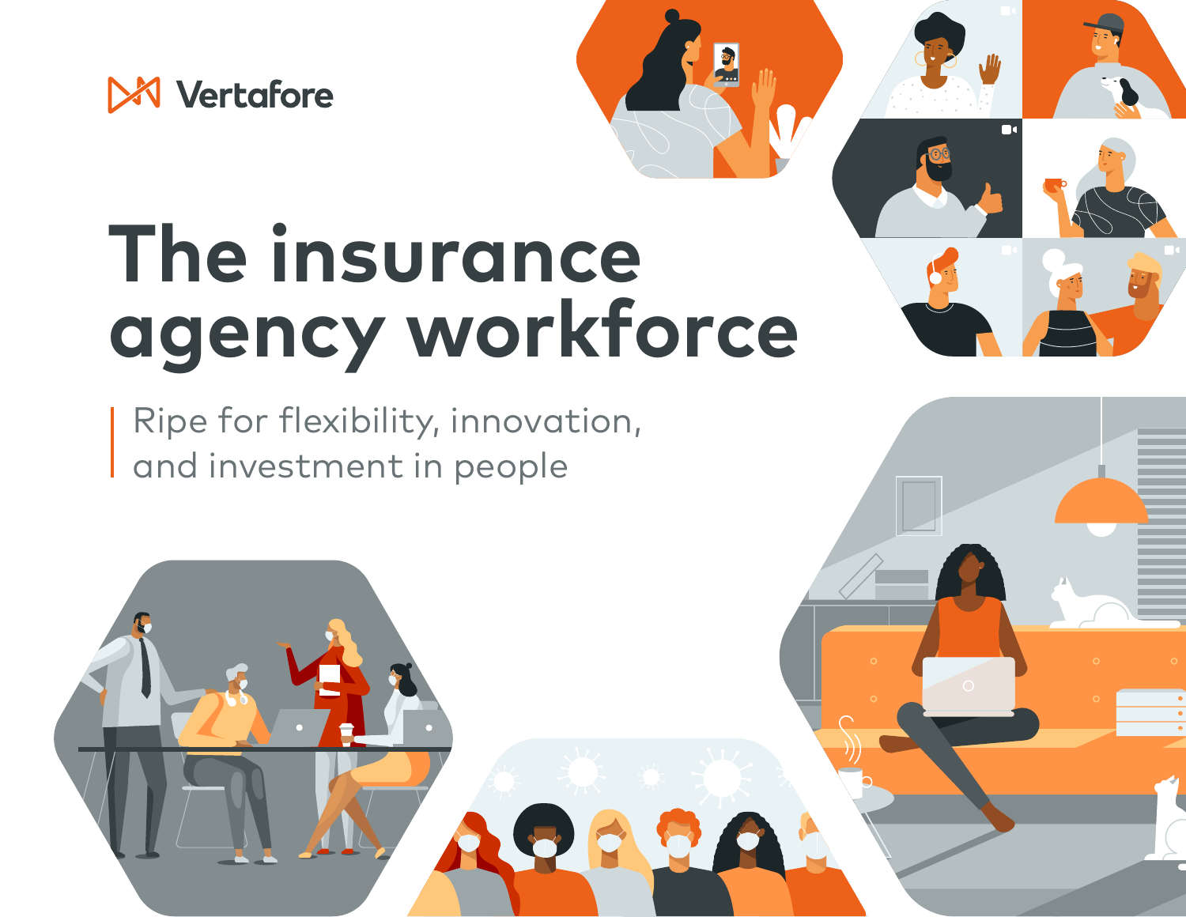Vertafore

# The insurance agency workforce

Ripe for flexibility, innovation, and investment in people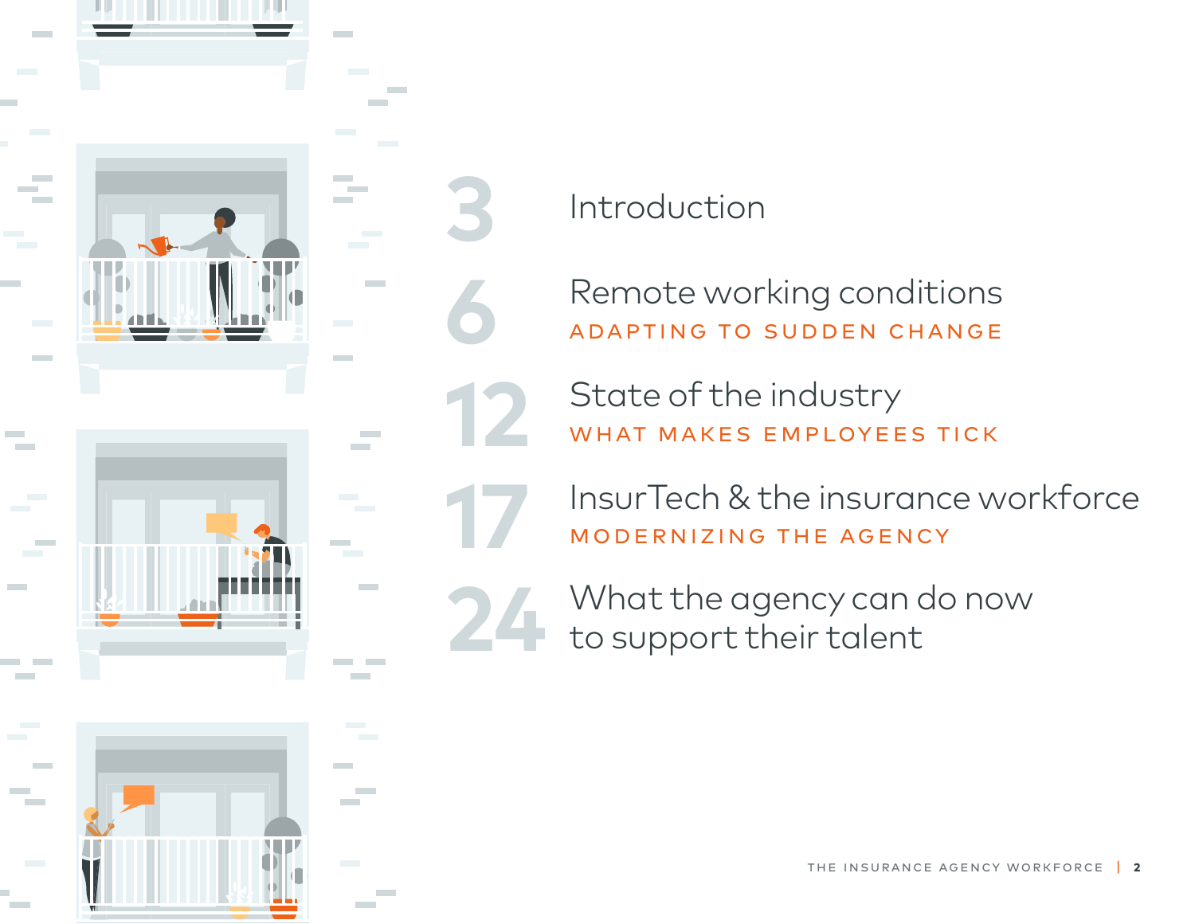3 Introduction

6 Remote working conditions
ADAPTING TO SUDDEN CHANGE

12 State of the industry
WHAT MAKES EMPLOYEES TICK

17 InsurTech & the insurance workforce
MODERNIZING THE AGENCY

24 What the agency can do now to support their talent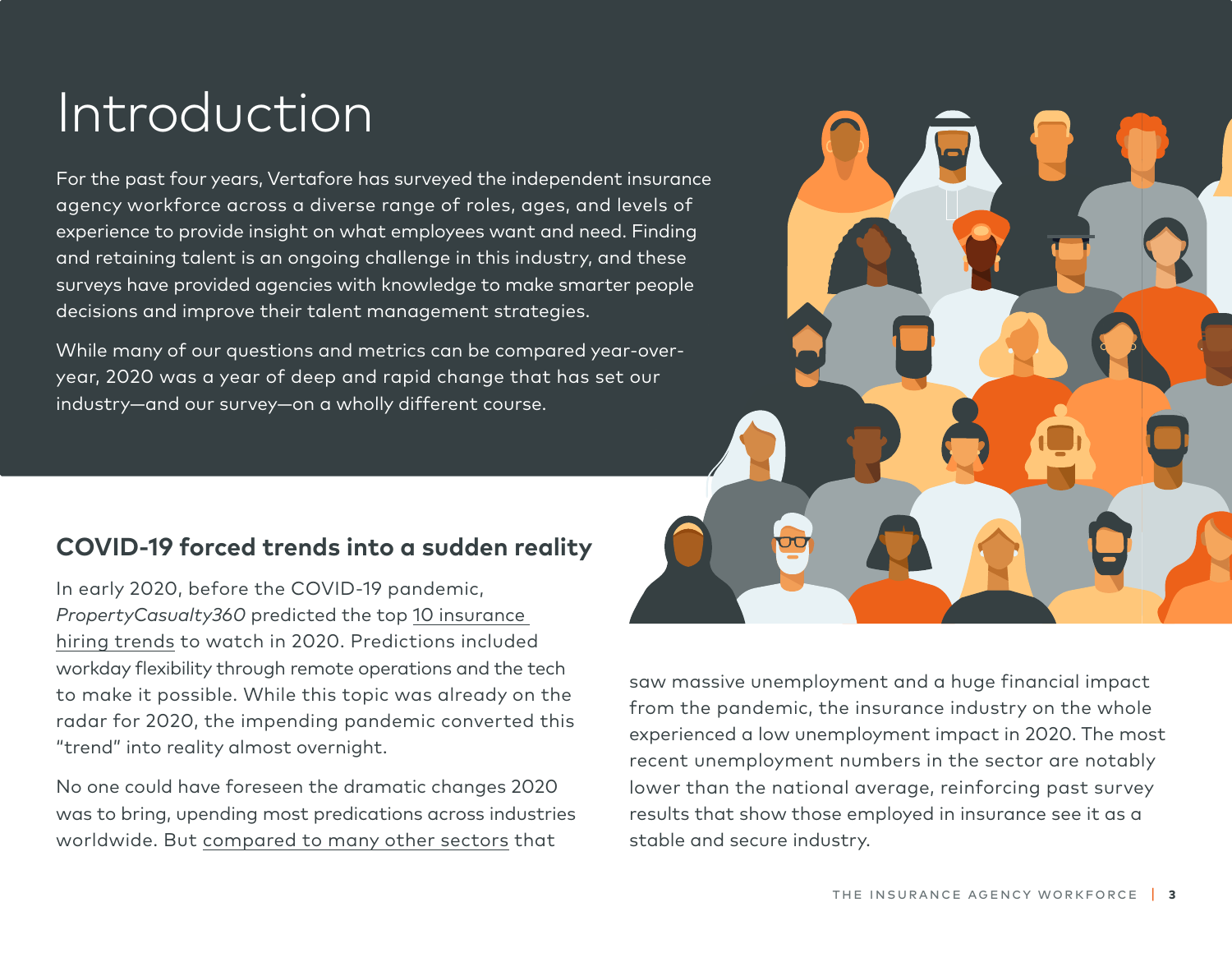# Introduction

For the past four years, Vertafore has surveyed the independent insurance agency workforce across a diverse range of roles, ages, and levels of experience to provide insight on what employees want and need. Finding and retaining talent is an ongoing challenge in this industry, and these surveys have provided agencies with knowledge to make smarter people decisions and improve their talent management strategies.

While many of our questions and metrics can be compared year-over-year, 2020 was a year of deep and rapid change that has set our industry—and our survey—on a wholly different course.

## COVID-19 forced trends into a sudden reality

In early 2020, before the COVID-19 pandemic, *PropertyCasualty360* predicted the top 10 insurance hiring trends to watch in 2020. Predictions included workday flexibility through remote operations and the tech to make it possible. While this topic was already on the radar for 2020, the impending pandemic converted this "trend" into reality almost overnight.

No one could have foreseen the dramatic changes 2020 was to bring, upending most predications across industries worldwide. But compared to many other sectors that saw massive unemployment and a huge financial impact from the pandemic, the insurance industry on the whole experienced a low unemployment impact in 2020. The most recent unemployment numbers in the sector are notably lower than the national average, reinforcing past survey results that show those employed in insurance see it as a stable and secure industry.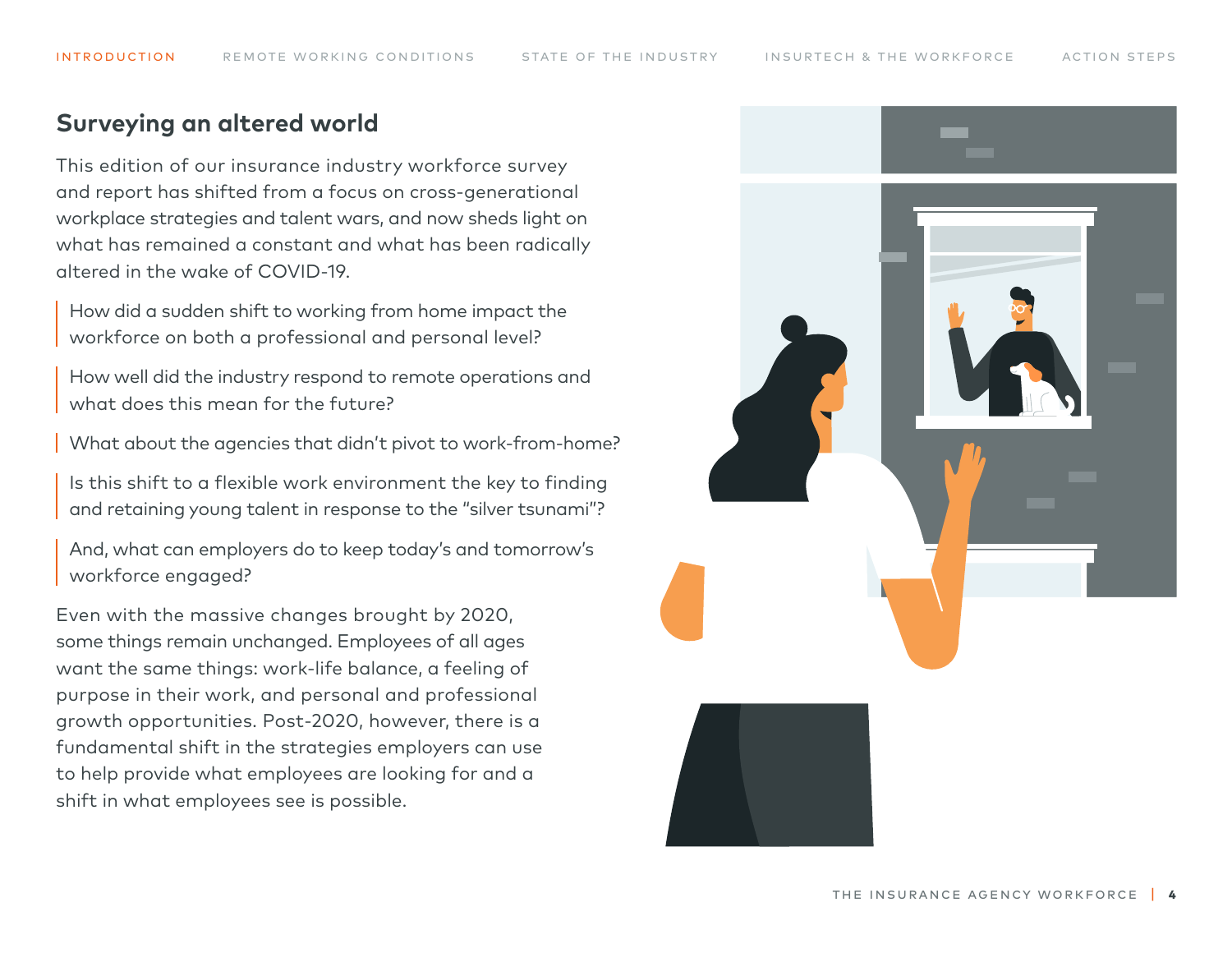## Surveying an altered world

This edition of our insurance industry workforce survey and report has shifted from a focus on cross-generational workplace strategies and talent wars, and now sheds light on what has remained a constant and what has been radically altered in the wake of COVID-19.

> How did a sudden shift to working from home impact the workforce on both a professional and personal level?

> How well did the industry respond to remote operations and what does this mean for the future?

> What about the agencies that didn't pivot to work-from-home?

> Is this shift to a flexible work environment the key to finding and retaining young talent in response to the "silver tsunami"?

> And, what can employers do to keep today's and tomorrow's workforce engaged?

Even with the massive changes brought by 2020, some things remain unchanged. Employees of all ages want the same things: work-life balance, a feeling of purpose in their work, and personal and professional growth opportunities. Post-2020, however, there is a fundamental shift in the strategies employers can use to help provide what employees are looking for and a shift in what employees see is possible.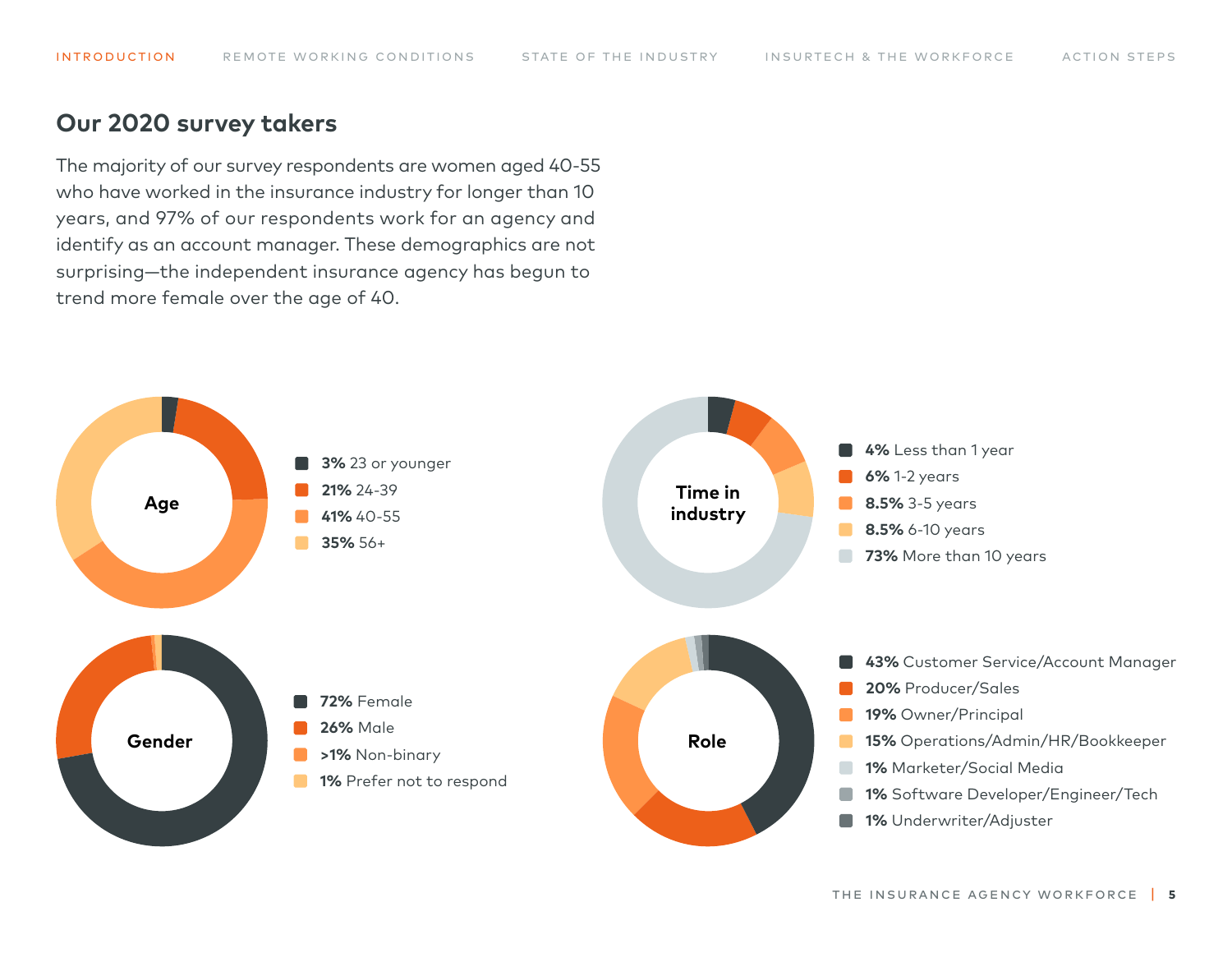## Our 2020 survey takers

The majority of our survey respondents are women aged 40-55 who have worked in the insurance industry for longer than 10 years, and 97% of our respondents work for an agency and identify as an account manager. These demographics are not surprising—the independent insurance agency has begun to trend more female over the age of 40.

**Age**

- **3%** 23 or younger
- **21%** 24-39
- **41%** 40-55
- **35%** 56+

**Time in industry**

- **4%** Less than 1 year
- **6%** 1-2 years
- **8.5%** 3-5 years
- **8.5%** 6-10 years
- **73%** More than 10 years

**Gender**

- **72%** Female
- **26%** Male
- **>1%** Non-binary
- **1%** Prefer not to respond

**Role**

- **43%** Customer Service/Account Manager
- **20%** Producer/Sales
- **19%** Owner/Principal
- **15%** Operations/Admin/HR/Bookkeeper
- **1%** Marketer/Social Media
- **1%** Software Developer/Engineer/Tech
- **1%** Underwriter/Adjuster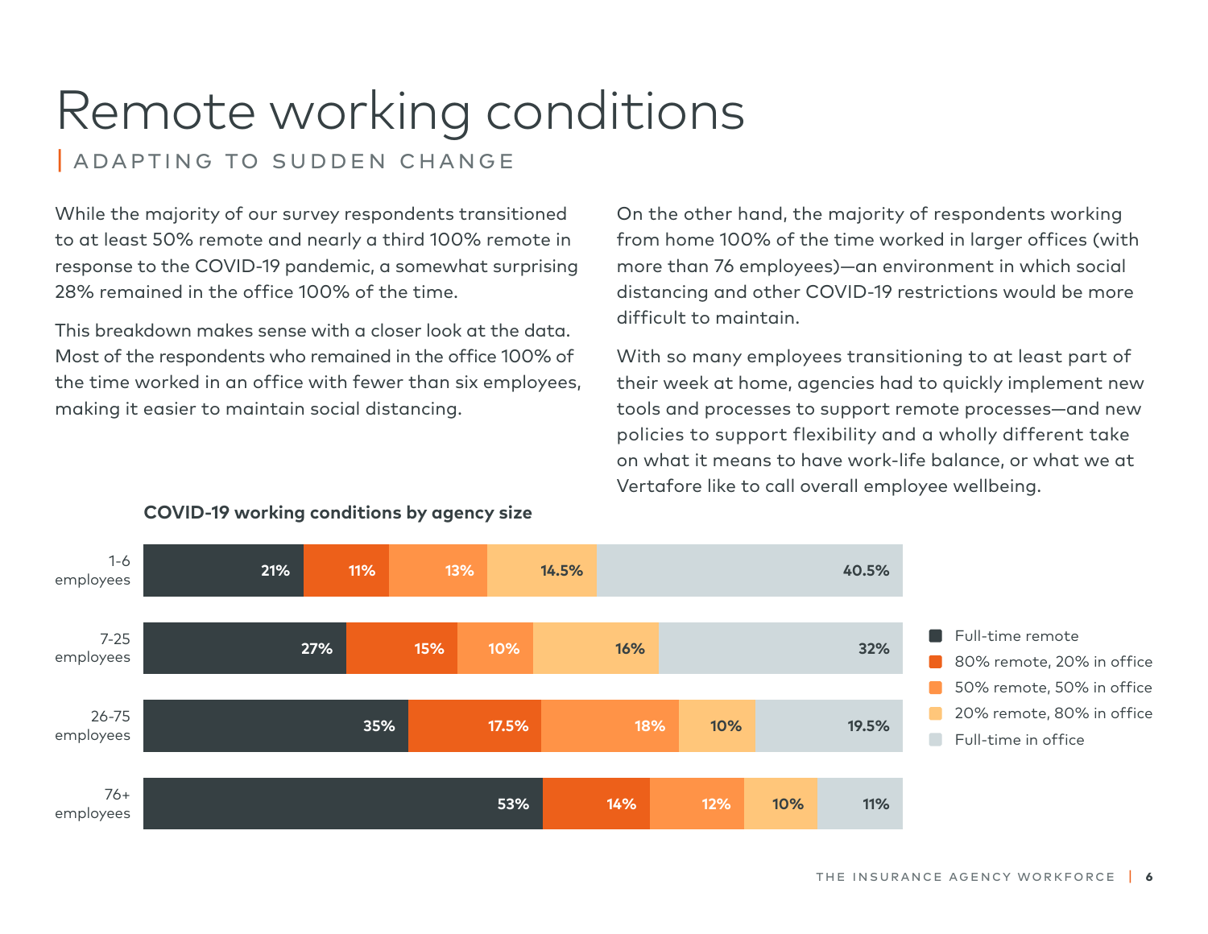# Remote working conditions

## ADAPTING TO SUDDEN CHANGE

While the majority of our survey respondents transitioned to at least 50% remote and nearly a third 100% remote in response to the COVID-19 pandemic, a somewhat surprising 28% remained in the office 100% of the time.

This breakdown makes sense with a closer look at the data. Most of the respondents who remained in the office 100% of the time worked in an office with fewer than six employees, making it easier to maintain social distancing.

On the other hand, the majority of respondents working from home 100% of the time worked in larger offices (with more than 76 employees)—an environment in which social distancing and other COVID-19 restrictions would be more difficult to maintain.

With so many employees transitioning to at least part of their week at home, agencies had to quickly implement new tools and processes to support remote processes—and new policies to support flexibility and a wholly different take on what it means to have work-life balance, or what we at Vertafore like to call overall employee wellbeing.

**COVID-19 working conditions by agency size**

| Agency size | Full-time remote | 80% remote, 20% in office | 50% remote, 50% in office | 20% remote, 80% in office | Full-time in office |
|---|---|---|---|---|---|
| 1-6 employees | 21% | 11% | 13% | 14.5% | 40.5% |
| 7-25 employees | 27% | 15% | 10% | 16% | 32% |
| 26-75 employees | 35% | 17.5% | 18% | 10% | 19.5% |
| 76+ employees | 53% | 14% | 12% | 10% | 11% |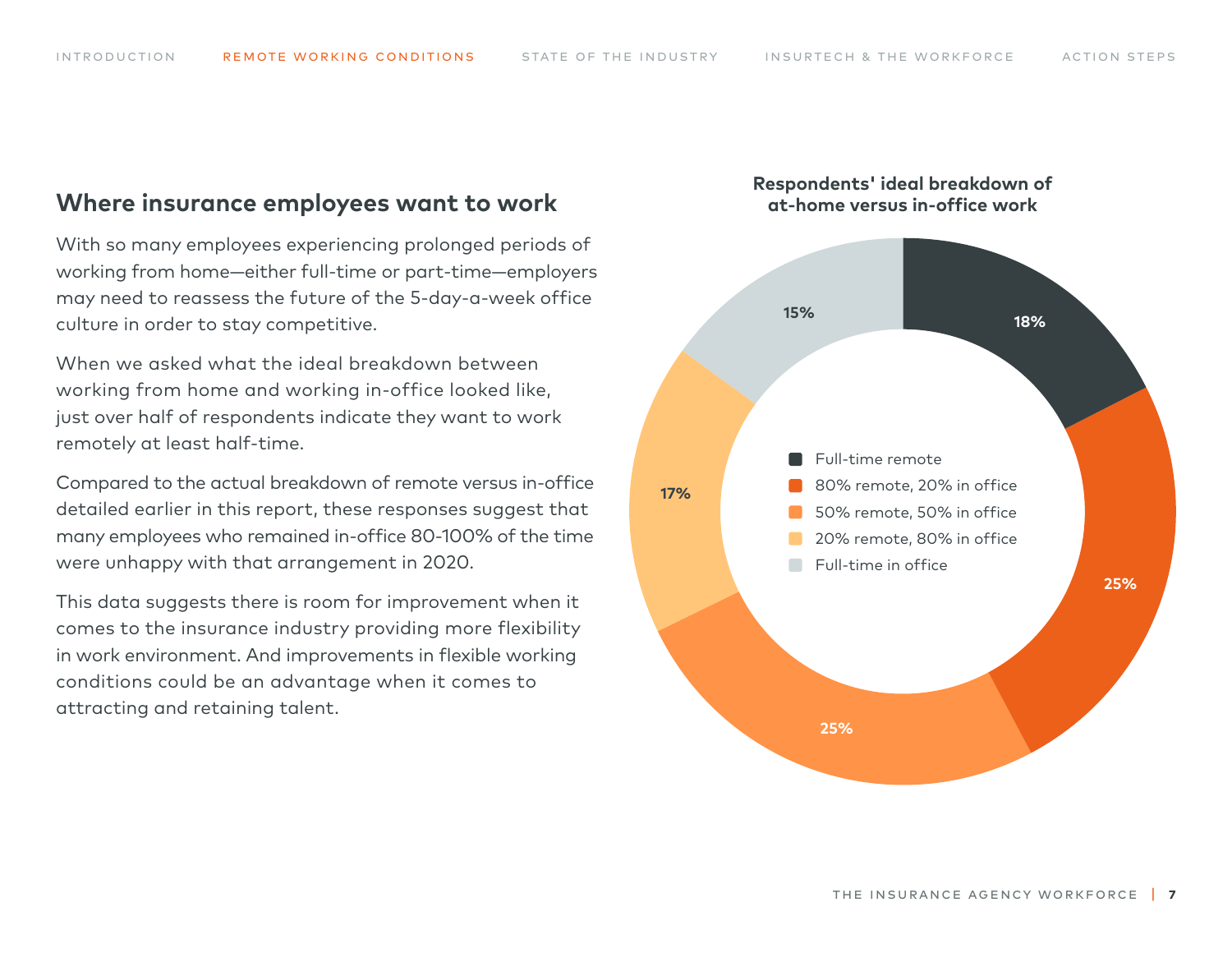## Where insurance employees want to work

With so many employees experiencing prolonged periods of working from home—either full-time or part-time—employers may need to reassess the future of the 5-day-a-week office culture in order to stay competitive.

When we asked what the ideal breakdown between working from home and working in-office looked like, just over half of respondents indicate they want to work remotely at least half-time.

Compared to the actual breakdown of remote versus in-office detailed earlier in this report, these responses suggest that many employees who remained in-office 80-100% of the time were unhappy with that arrangement in 2020.

This data suggests there is room for improvement when it comes to the insurance industry providing more flexibility in work environment. And improvements in flexible working conditions could be an advantage when it comes to attracting and retaining talent.

**Respondents' ideal breakdown of at-home versus in-office work**

| Arrangement | Percentage |
|---|---|
| Full-time remote | 18% |
| 80% remote, 20% in office | 25% |
| 50% remote, 50% in office | 25% |
| 20% remote, 80% in office | 17% |
| Full-time in office | 15% |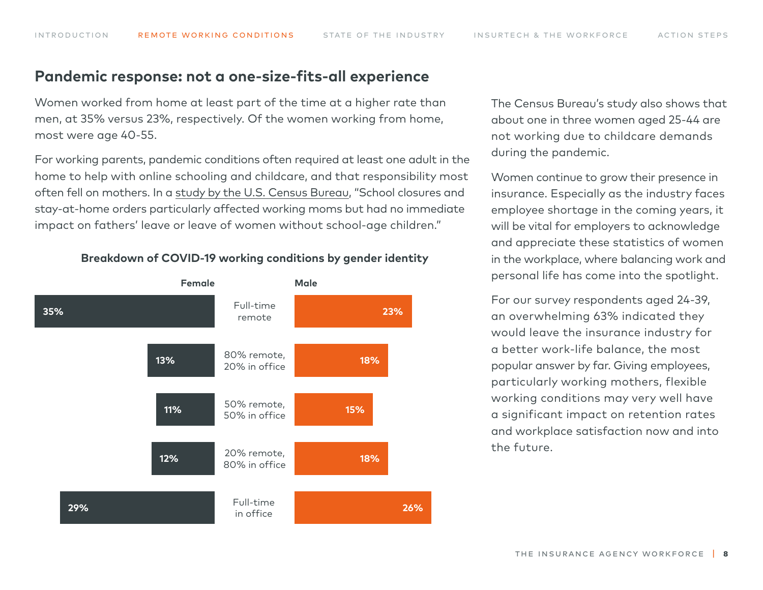## Pandemic response: not a one-size-fits-all experience

Women worked from home at least part of the time at a higher rate than men, at 35% versus 23%, respectively. Of the women working from home, most were age 40-55.

For working parents, pandemic conditions often required at least one adult in the home to help with online schooling and childcare, and that responsibility most often fell on mothers. In a study by the U.S. Census Bureau, "School closures and stay-at-home orders particularly affected working moms but had no immediate impact on fathers' leave or leave of women without school-age children."

**Breakdown of COVID-19 working conditions by gender identity**

| Female | | Male |
|---|---|---|
| 35% | Full-time remote | 23% |
| 13% | 80% remote, 20% in office | 18% |
| 11% | 50% remote, 50% in office | 15% |
| 12% | 20% remote, 80% in office | 18% |
| 29% | Full-time in office | 26% |

The Census Bureau's study also shows that about one in three women aged 25-44 are not working due to childcare demands during the pandemic.

Women continue to grow their presence in insurance. Especially as the industry faces employee shortage in the coming years, it will be vital for employers to acknowledge and appreciate these statistics of women in the workplace, where balancing work and personal life has come into the spotlight.

For our survey respondents aged 24-39, an overwhelming 63% indicated they would leave the insurance industry for a better work-life balance, the most popular answer by far. Giving employees, particularly working mothers, flexible working conditions may very well have a significant impact on retention rates and workplace satisfaction now and into the future.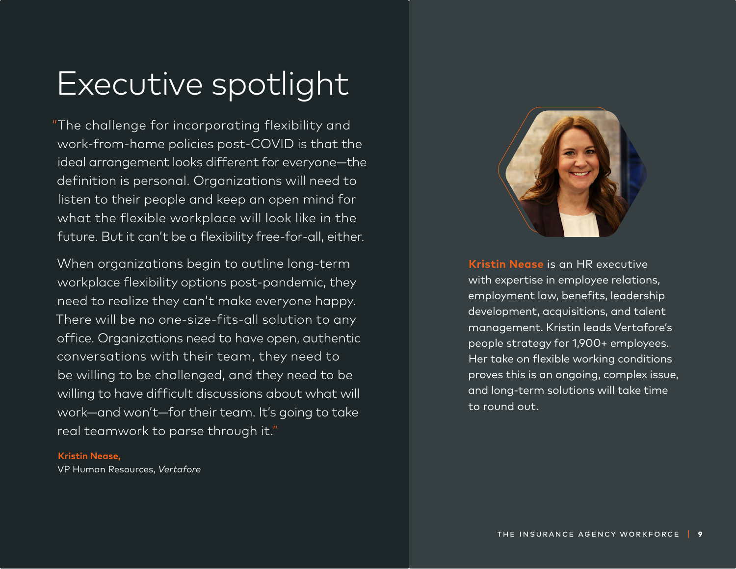# Executive spotlight

"The challenge for incorporating flexibility and work-from-home policies post-COVID is that the ideal arrangement looks different for everyone—the definition is personal. Organizations will need to listen to their people and keep an open mind for what the flexible workplace will look like in the future. But it can't be a flexibility free-for-all, either.

When organizations begin to outline long-term workplace flexibility options post-pandemic, they need to realize they can't make everyone happy. There will be no one-size-fits-all solution to any office. Organizations need to have open, authentic conversations with their team, they need to be willing to be challenged, and they need to be willing to have difficult discussions about what will work—and won't—for their team. It's going to take real teamwork to parse through it."

**Kristin Nease,**
VP Human Resources, *Vertafore*

**Kristin Nease** is an HR executive with expertise in employee relations, employment law, benefits, leadership development, acquisitions, and talent management. Kristin leads Vertafore's people strategy for 1,900+ employees. Her take on flexible working conditions proves this is an ongoing, complex issue, and long-term solutions will take time to round out.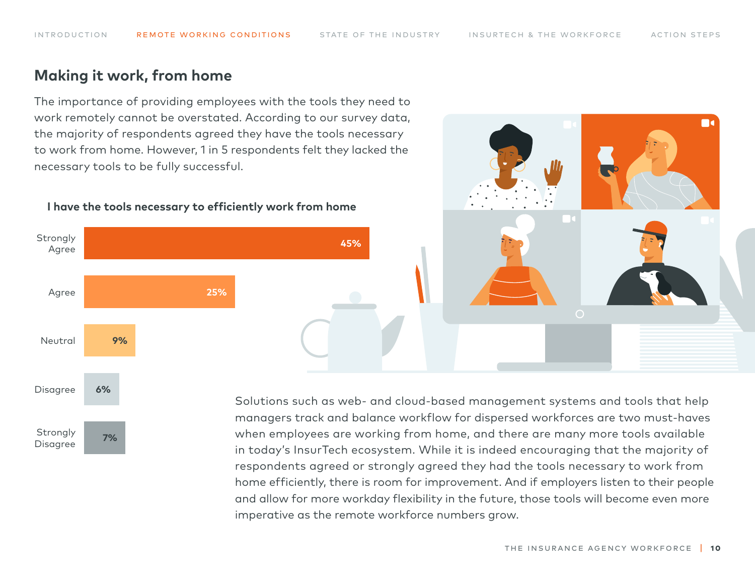## Making it work, from home

The importance of providing employees with the tools they need to work remotely cannot be overstated. According to our survey data, the majority of respondents agreed they have the tools necessary to work from home. However, 1 in 5 respondents felt they lacked the necessary tools to be fully successful.

**I have the tools necessary to efficiently work from home**

| Response | Percentage |
|---|---|
| Strongly Agree | 45% |
| Agree | 25% |
| Neutral | 9% |
| Disagree | 6% |
| Strongly Disagree | 7% |

Solutions such as web- and cloud-based management systems and tools that help managers track and balance workflow for dispersed workforces are two must-haves when employees are working from home, and there are many more tools available in today's InsurTech ecosystem. While it is indeed encouraging that the majority of respondents agreed or strongly agreed they had the tools necessary to work from home efficiently, there is room for improvement. And if employers listen to their people and allow for more workday flexibility in the future, those tools will become even more imperative as the remote workforce numbers grow.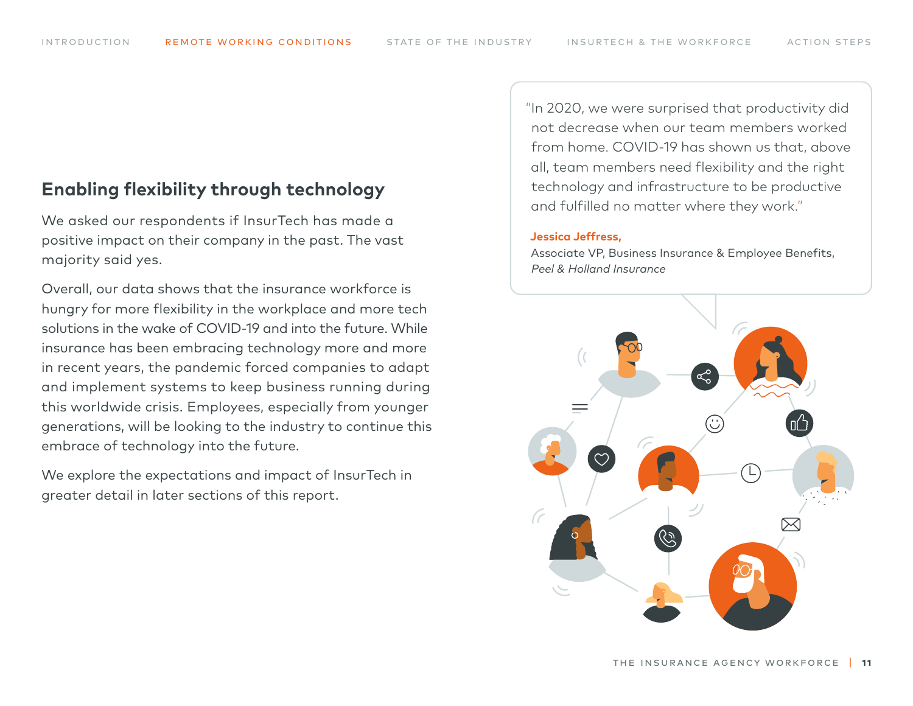## Enabling flexibility through technology

We asked our respondents if InsurTech has made a positive impact on their company in the past. The vast majority said yes.

Overall, our data shows that the insurance workforce is hungry for more flexibility in the workplace and more tech solutions in the wake of COVID-19 and into the future. While insurance has been embracing technology more and more in recent years, the pandemic forced companies to adapt and implement systems to keep business running during this worldwide crisis. Employees, especially from younger generations, will be looking to the industry to continue this embrace of technology into the future.

We explore the expectations and impact of InsurTech in greater detail in later sections of this report.

> "In 2020, we were surprised that productivity did not decrease when our team members worked from home. COVID-19 has shown us that, above all, team members need flexibility and the right technology and infrastructure to be productive and fulfilled no matter where they work."
>
> **Jessica Jeffress,**
> Associate VP, Business Insurance & Employee Benefits,
> *Peel & Holland Insurance*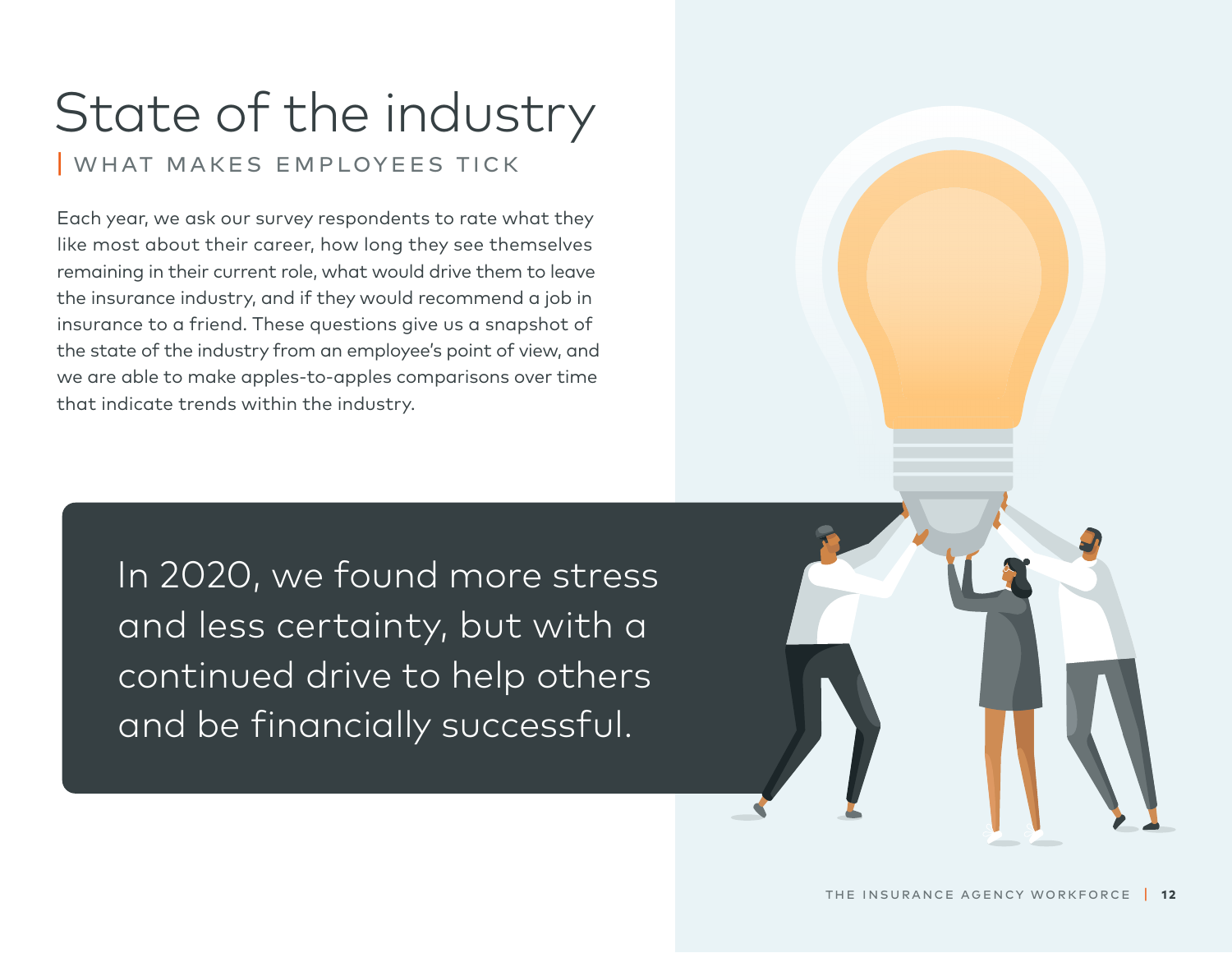# State of the industry

## WHAT MAKES EMPLOYEES TICK

Each year, we ask our survey respondents to rate what they like most about their career, how long they see themselves remaining in their current role, what would drive them to leave the insurance industry, and if they would recommend a job in insurance to a friend. These questions give us a snapshot of the state of the industry from an employee's point of view, and we are able to make apples-to-apples comparisons over time that indicate trends within the industry.

> In 2020, we found more stress and less certainty, but with a continued drive to help others and be financially successful.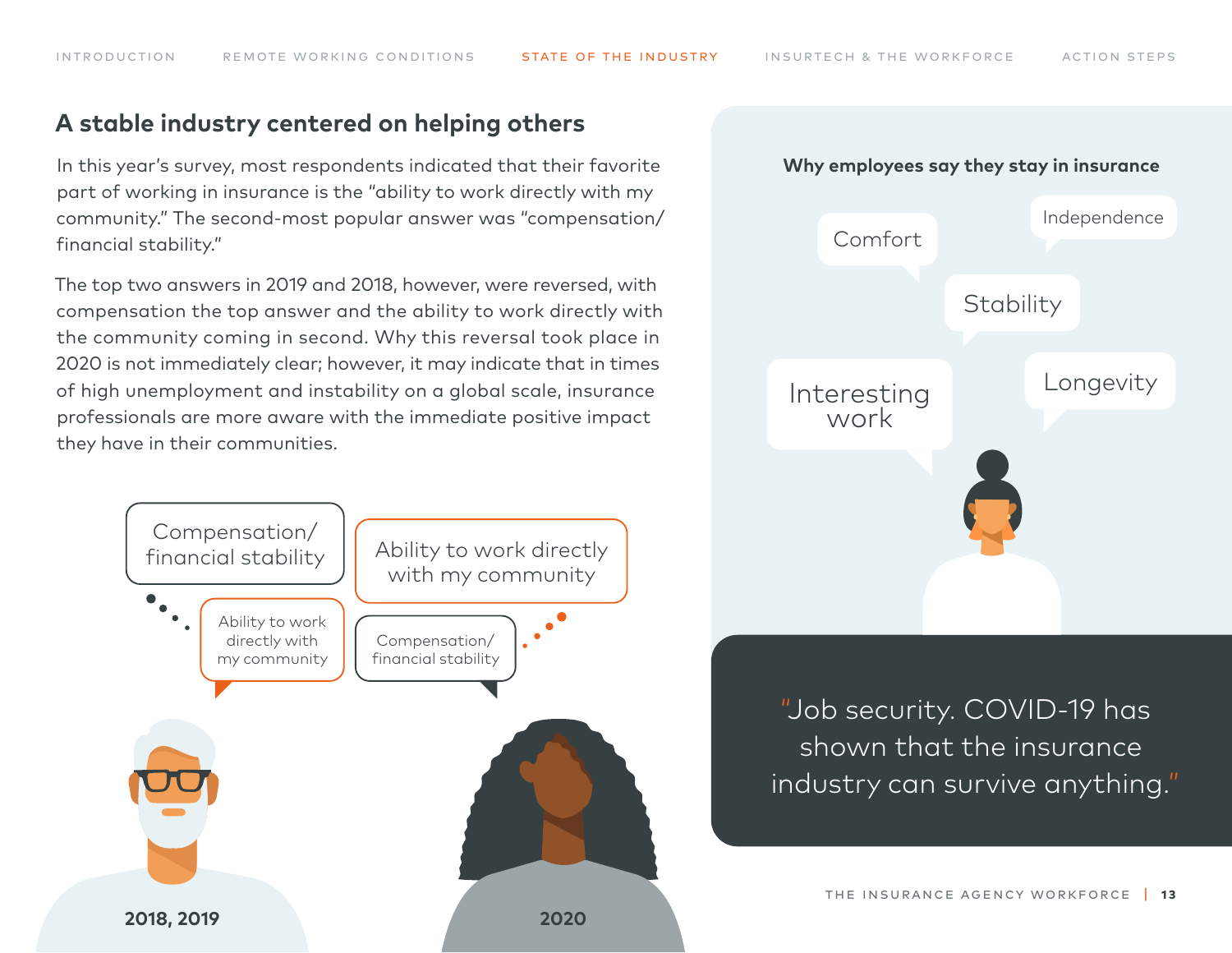## A stable industry centered on helping others

In this year's survey, most respondents indicated that their favorite part of working in insurance is the "ability to work directly with my community." The second-most popular answer was "compensation/ financial stability."

The top two answers in 2019 and 2018, however, were reversed, with compensation the top answer and the ability to work directly with the community coming in second. Why this reversal took place in 2020 is not immediately clear; however, it may indicate that in times of high unemployment and instability on a global scale, insurance professionals are more aware with the immediate positive impact they have in their communities.

**2018, 2019**

- Compensation/ financial stability
- Ability to work directly with my community

**2020**

- Ability to work directly with my community
- Compensation/ financial stability

**Why employees say they stay in insurance**

- Comfort
- Independence
- Stability
- Interesting work
- Longevity

"Job security. COVID-19 has shown that the insurance industry can survive anything."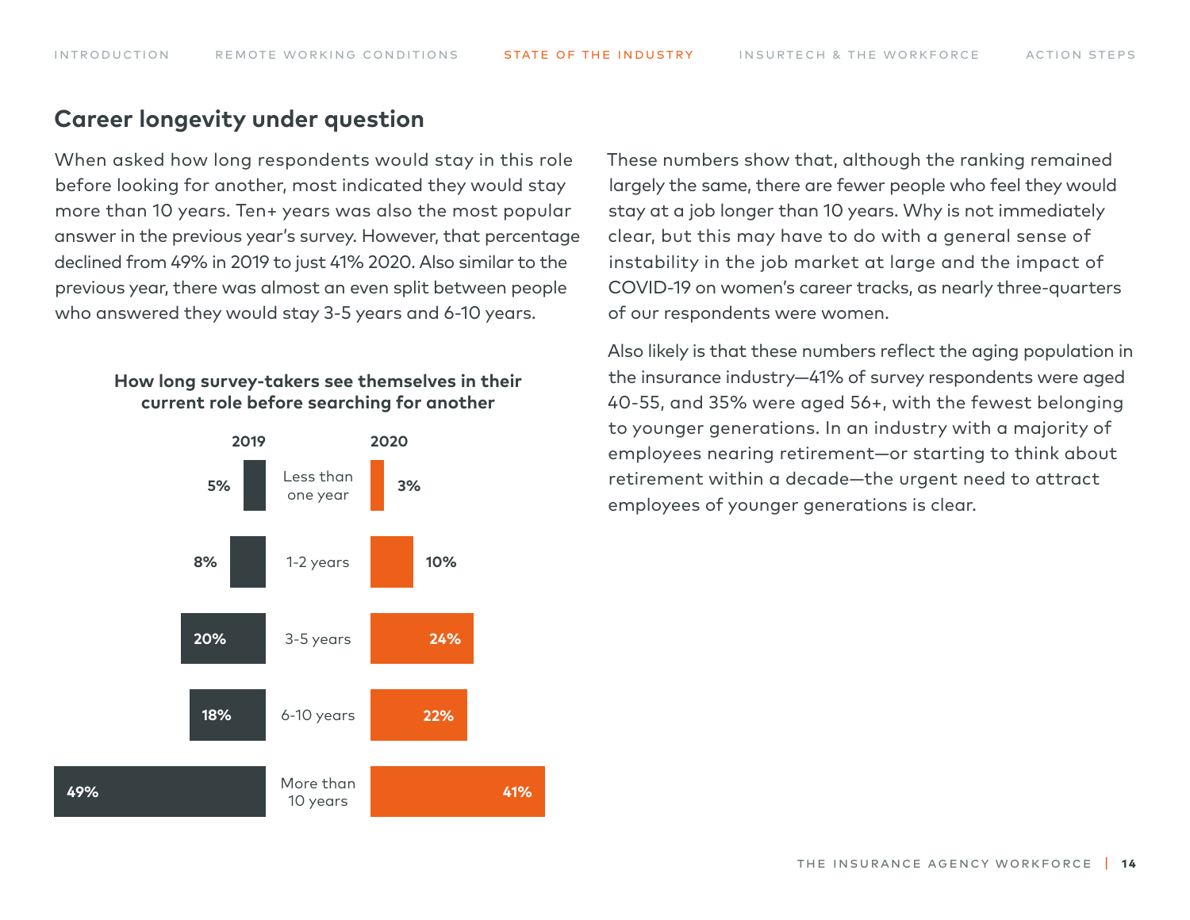## Career longevity under question

When asked how long respondents would stay in this role before looking for another, most indicated they would stay more than 10 years. Ten+ years was also the most popular answer in the previous year's survey. However, that percentage declined from 49% in 2019 to just 41% 2020. Also similar to the previous year, there was almost an even split between people who answered they would stay 3-5 years and 6-10 years.

**How long survey-takers see themselves in their current role before searching for another**

| 2019 | | 2020 |
|---|---|---|
| 5% | Less than one year | 3% |
| 8% | 1-2 years | 10% |
| 20% | 3-5 years | 24% |
| 18% | 6-10 years | 22% |
| 49% | More than 10 years | 41% |

These numbers show that, although the ranking remained largely the same, there are fewer people who feel they would stay at a job longer than 10 years. Why is not immediately clear, but this may have to do with a general sense of instability in the job market at large and the impact of COVID-19 on women's career tracks, as nearly three-quarters of our respondents were women.

Also likely is that these numbers reflect the aging population in the insurance industry—41% of survey respondents were aged 40-55, and 35% were aged 56+, with the fewest belonging to younger generations. In an industry with a majority of employees nearing retirement—or starting to think about retirement within a decade—the urgent need to attract employees of younger generations is clear.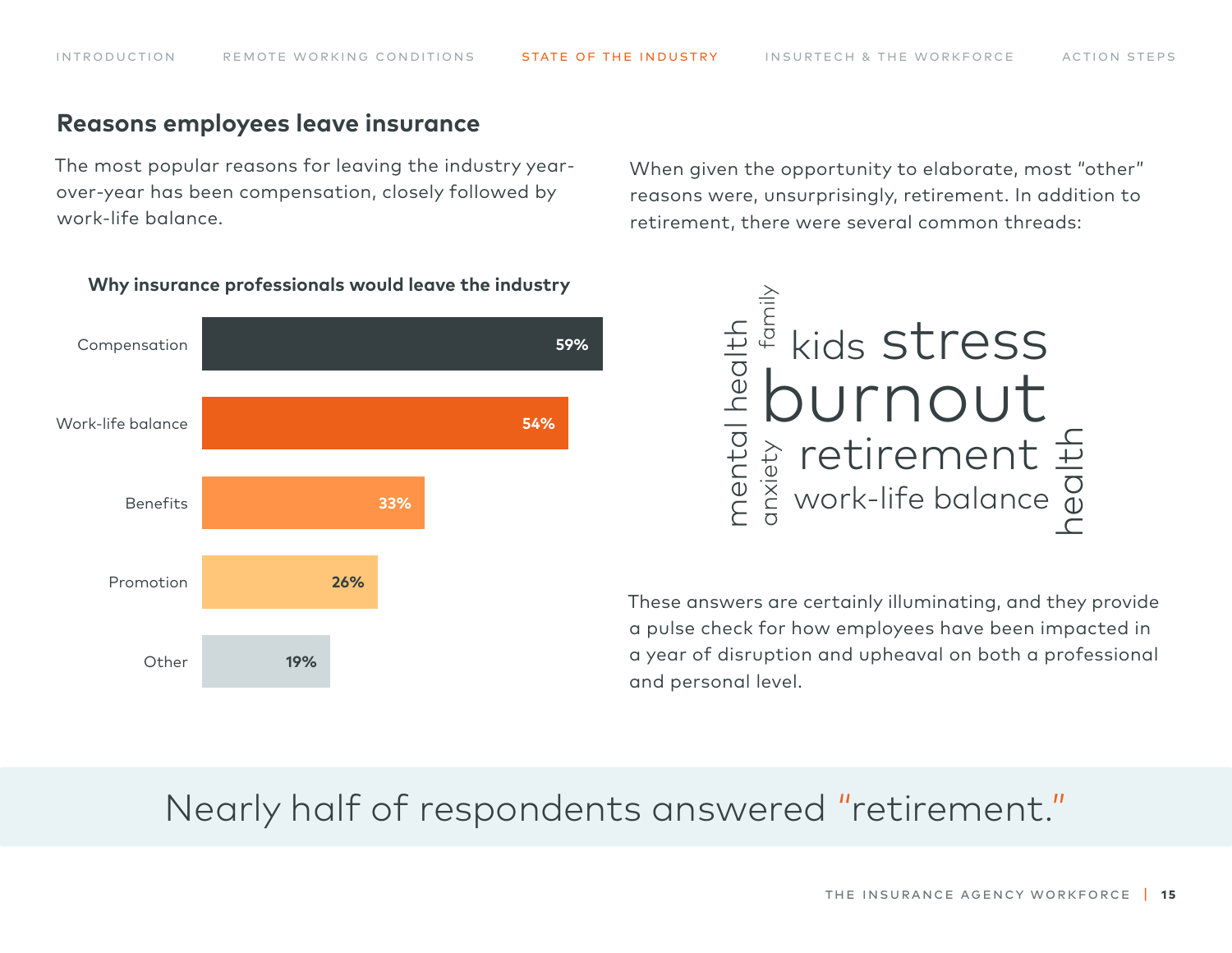## Reasons employees leave insurance

The most popular reasons for leaving the industry year-over-year has been compensation, closely followed by work-life balance.

**Why insurance professionals would leave the industry**

| Reason | Percentage |
| --- | --- |
| Compensation | 59% |
| Work-life balance | 54% |
| Benefits | 33% |
| Promotion | 26% |
| Other | 19% |

When given the opportunity to elaborate, most "other" reasons were, unsurprisingly, retirement. In addition to retirement, there were several common threads:

mental health, family, anxiety, kids, stress, burnout, retirement, work-life balance, health

These answers are certainly illuminating, and they provide a pulse check for how employees have been impacted in a year of disruption and upheaval on both a professional and personal level.

> Nearly half of respondents answered "retirement."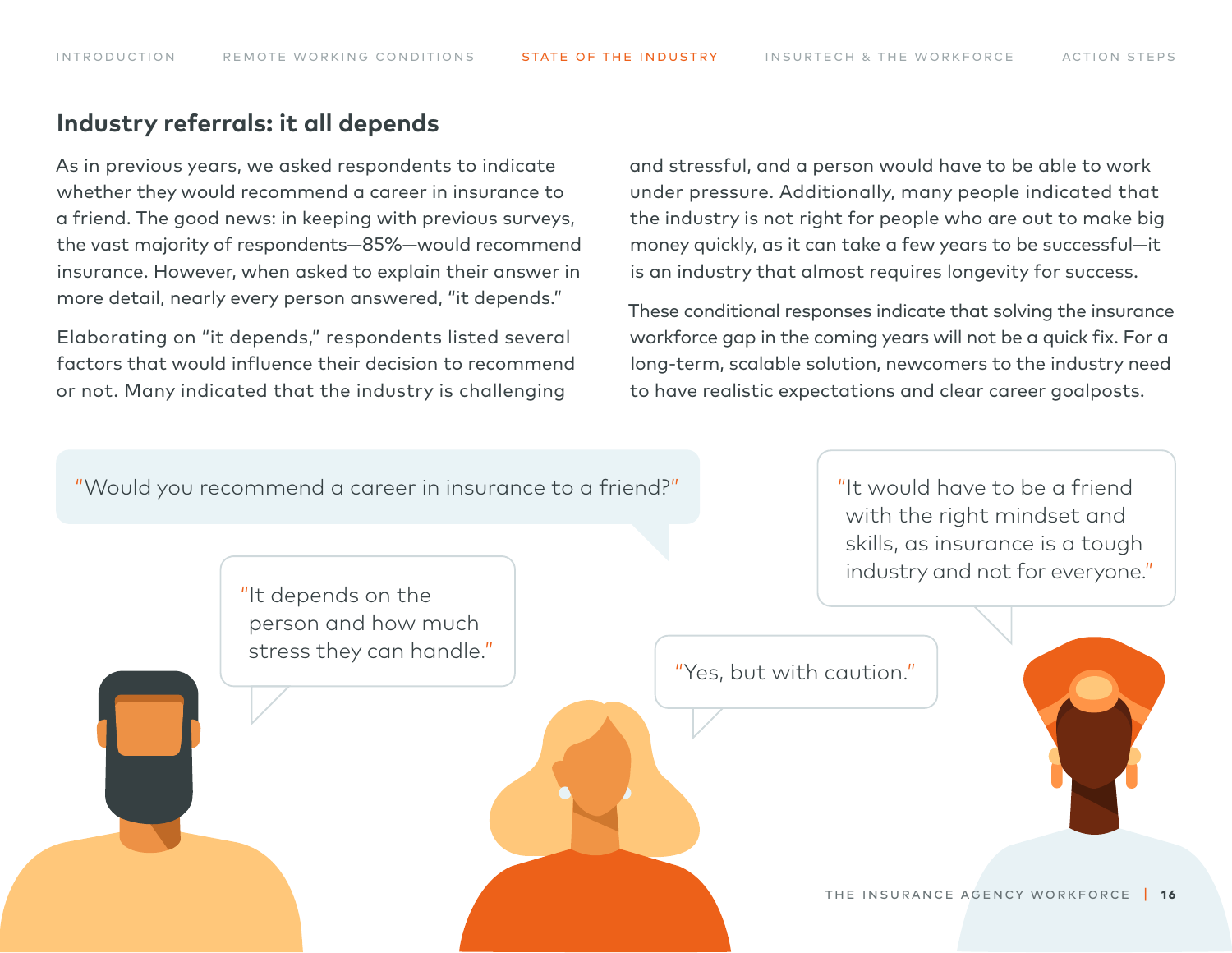## Industry referrals: it all depends

As in previous years, we asked respondents to indicate whether they would recommend a career in insurance to a friend. The good news: in keeping with previous surveys, the vast majority of respondents—85%—would recommend insurance. However, when asked to explain their answer in more detail, nearly every person answered, "it depends."

Elaborating on "it depends," respondents listed several factors that would influence their decision to recommend or not. Many indicated that the industry is challenging and stressful, and a person would have to be able to work under pressure. Additionally, many people indicated that the industry is not right for people who are out to make big money quickly, as it can take a few years to be successful—it is an industry that almost requires longevity for success.

These conditional responses indicate that solving the insurance workforce gap in the coming years will not be a quick fix. For a long-term, scalable solution, newcomers to the industry need to have realistic expectations and clear career goalposts.

"Would you recommend a career in insurance to a friend?"

"It depends on the person and how much stress they can handle."

"Yes, but with caution."

"It would have to be a friend with the right mindset and skills, as insurance is a tough industry and not for everyone."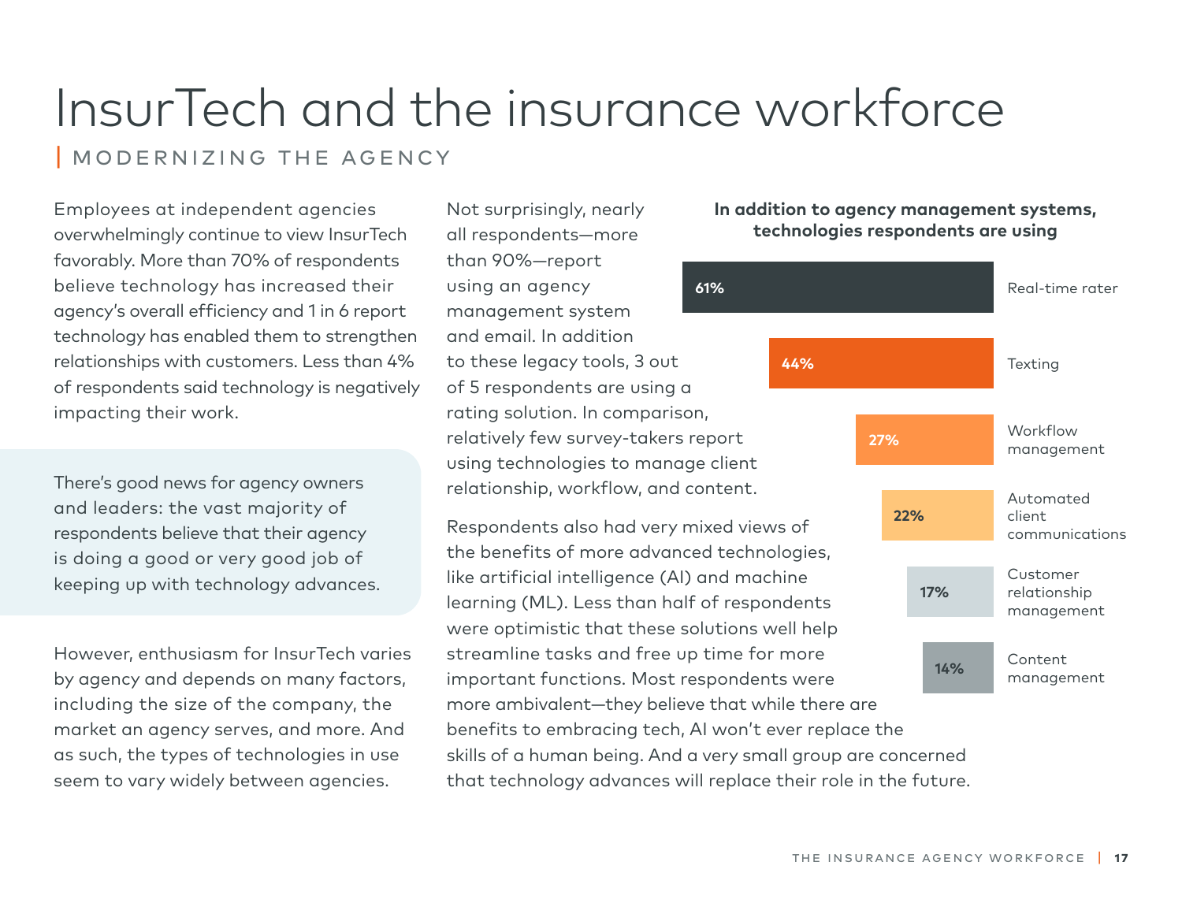# InsurTech and the insurance workforce

## MODERNIZING THE AGENCY

Employees at independent agencies overwhelmingly continue to view InsurTech favorably. More than 70% of respondents believe technology has increased their agency's overall efficiency and 1 in 6 report technology has enabled them to strengthen relationships with customers. Less than 4% of respondents said technology is negatively impacting their work.

There's good news for agency owners and leaders: the vast majority of respondents believe that their agency is doing a good or very good job of keeping up with technology advances.

However, enthusiasm for InsurTech varies by agency and depends on many factors, including the size of the company, the market an agency serves, and more. And as such, the types of technologies in use seem to vary widely between agencies.

Not surprisingly, nearly all respondents—more than 90%—report using an agency management system and email. In addition to these legacy tools, 3 out of 5 respondents are using a rating solution. In comparison, relatively few survey-takers report using technologies to manage client relationship, workflow, and content.

Respondents also had very mixed views of the benefits of more advanced technologies, like artificial intelligence (AI) and machine learning (ML). Less than half of respondents were optimistic that these solutions well help streamline tasks and free up time for more important functions. Most respondents were more ambivalent—they believe that while there are benefits to embracing tech, AI won't ever replace the skills of a human being. And a very small group are concerned that technology advances will replace their role in the future.

**In addition to agency management systems, technologies respondents are using**

| Technology | Percentage |
| --- | --- |
| Real-time rater | 61% |
| Texting | 44% |
| Workflow management | 27% |
| Automated client communications | 22% |
| Customer relationship management | 17% |
| Content management | 14% |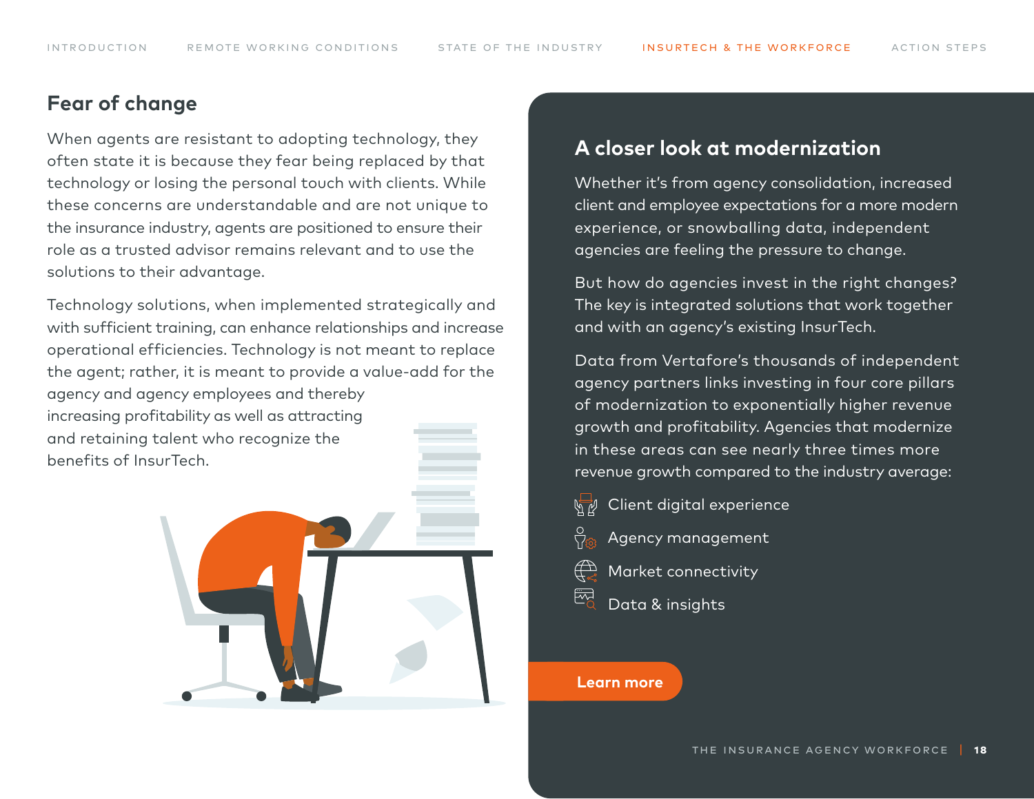## Fear of change

When agents are resistant to adopting technology, they often state it is because they fear being replaced by that technology or losing the personal touch with clients. While these concerns are understandable and are not unique to the insurance industry, agents are positioned to ensure their role as a trusted advisor remains relevant and to use the solutions to their advantage.

Technology solutions, when implemented strategically and with sufficient training, can enhance relationships and increase operational efficiencies. Technology is not meant to replace the agent; rather, it is meant to provide a value-add for the agency and agency employees and thereby increasing profitability as well as attracting and retaining talent who recognize the benefits of InsurTech.

## A closer look at modernization

Whether it's from agency consolidation, increased client and employee expectations for a more modern experience, or snowballing data, independent agencies are feeling the pressure to change.

But how do agencies invest in the right changes? The key is integrated solutions that work together and with an agency's existing InsurTech.

Data from Vertafore's thousands of independent agency partners links investing in four core pillars of modernization to exponentially higher revenue growth and profitability. Agencies that modernize in these areas can see nearly three times more revenue growth compared to the industry average:

- Client digital experience
- Agency management
- Market connectivity
- Data & insights

**Learn more**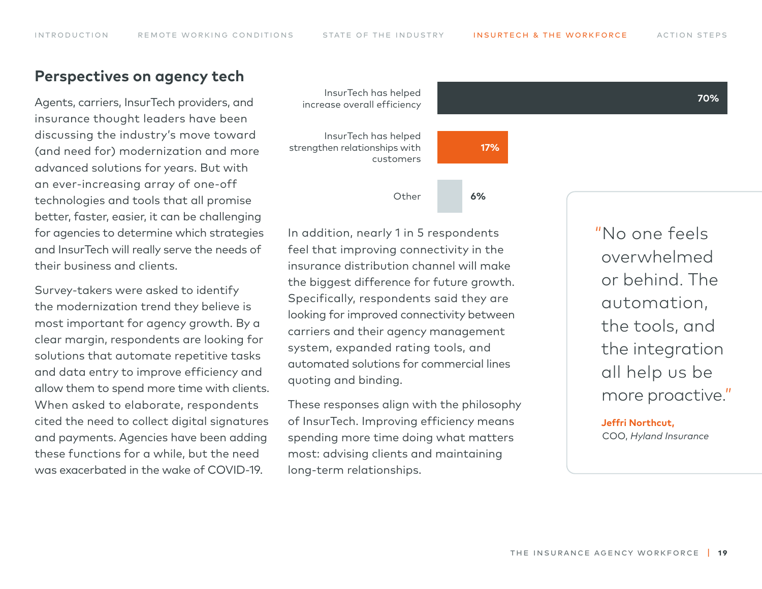## Perspectives on agency tech

Agents, carriers, InsurTech providers, and insurance thought leaders have been discussing the industry's move toward (and need for) modernization and more advanced solutions for years. But with an ever-increasing array of one-off technologies and tools that all promise better, faster, easier, it can be challenging for agencies to determine which strategies and InsurTech will really serve the needs of their business and clients.

Survey-takers were asked to identify the modernization trend they believe is most important for agency growth. By a clear margin, respondents are looking for solutions that automate repetitive tasks and data entry to improve efficiency and allow them to spend more time with clients. When asked to elaborate, respondents cited the need to collect digital signatures and payments. Agencies have been adding these functions for a while, but the need was exacerbated in the wake of COVID-19.

| Response | Percentage |
| --- | --- |
| InsurTech has helped increase overall efficiency | 70% |
| InsurTech has helped strengthen relationships with customers | 17% |
| Other | 6% |

In addition, nearly 1 in 5 respondents feel that improving connectivity in the insurance distribution channel will make the biggest difference for future growth. Specifically, respondents said they are looking for improved connectivity between carriers and their agency management system, expanded rating tools, and automated solutions for commercial lines quoting and binding.

These responses align with the philosophy of InsurTech. Improving efficiency means spending more time doing what matters most: advising clients and maintaining long-term relationships.

> "No one feels overwhelmed or behind. The automation, the tools, and the integration all help us be more proactive."
>
> **Jeffri Northcut,**
> COO, *Hyland Insurance*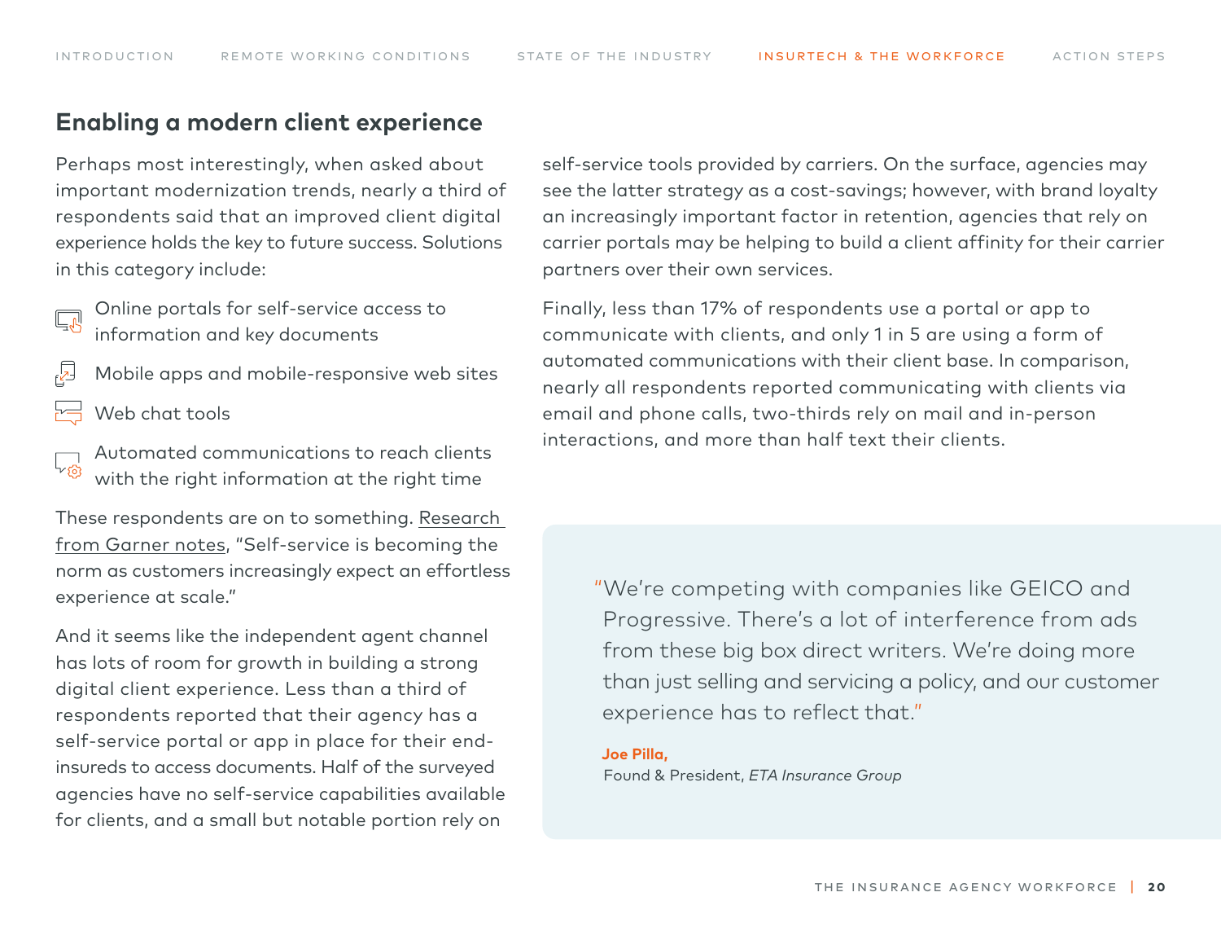## Enabling a modern client experience

Perhaps most interestingly, when asked about important modernization trends, nearly a third of respondents said that an improved client digital experience holds the key to future success. Solutions in this category include:

- Online portals for self-service access to information and key documents
- Mobile apps and mobile-responsive web sites
- Web chat tools
- Automated communications to reach clients with the right information at the right time

These respondents are on to something. Research from Garner notes, "Self-service is becoming the norm as customers increasingly expect an effortless experience at scale."

And it seems like the independent agent channel has lots of room for growth in building a strong digital client experience. Less than a third of respondents reported that their agency has a self-service portal or app in place for their end-insureds to access documents. Half of the surveyed agencies have no self-service capabilities available for clients, and a small but notable portion rely on self-service tools provided by carriers. On the surface, agencies may see the latter strategy as a cost-savings; however, with brand loyalty an increasingly important factor in retention, agencies that rely on carrier portals may be helping to build a client affinity for their carrier partners over their own services.

Finally, less than 17% of respondents use a portal or app to communicate with clients, and only 1 in 5 are using a form of automated communications with their client base. In comparison, nearly all respondents reported communicating with clients via email and phone calls, two-thirds rely on mail and in-person interactions, and more than half text their clients.

> "We're competing with companies like GEICO and Progressive. There's a lot of interference from ads from these big box direct writers. We're doing more than just selling and servicing a policy, and our customer experience has to reflect that."
>
> **Joe Pilla,**
> Found & President, *ETA Insurance Group*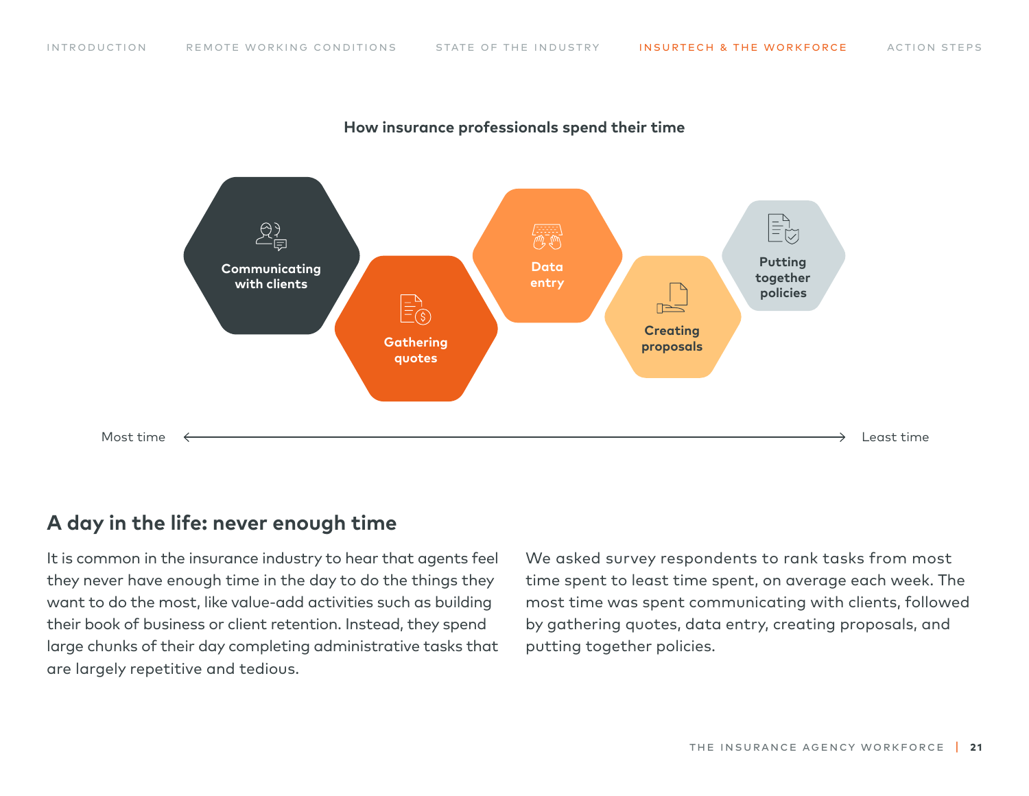**How insurance professionals spend their time**

Communicating with clients

Gathering quotes

Data entry

Creating proposals

Putting together policies

Most time ⟷ Least time

## A day in the life: never enough time

It is common in the insurance industry to hear that agents feel they never have enough time in the day to do the things they want to do the most, like value-add activities such as building their book of business or client retention. Instead, they spend large chunks of their day completing administrative tasks that are largely repetitive and tedious.

We asked survey respondents to rank tasks from most time spent to least time spent, on average each week. The most time was spent communicating with clients, followed by gathering quotes, data entry, creating proposals, and putting together policies.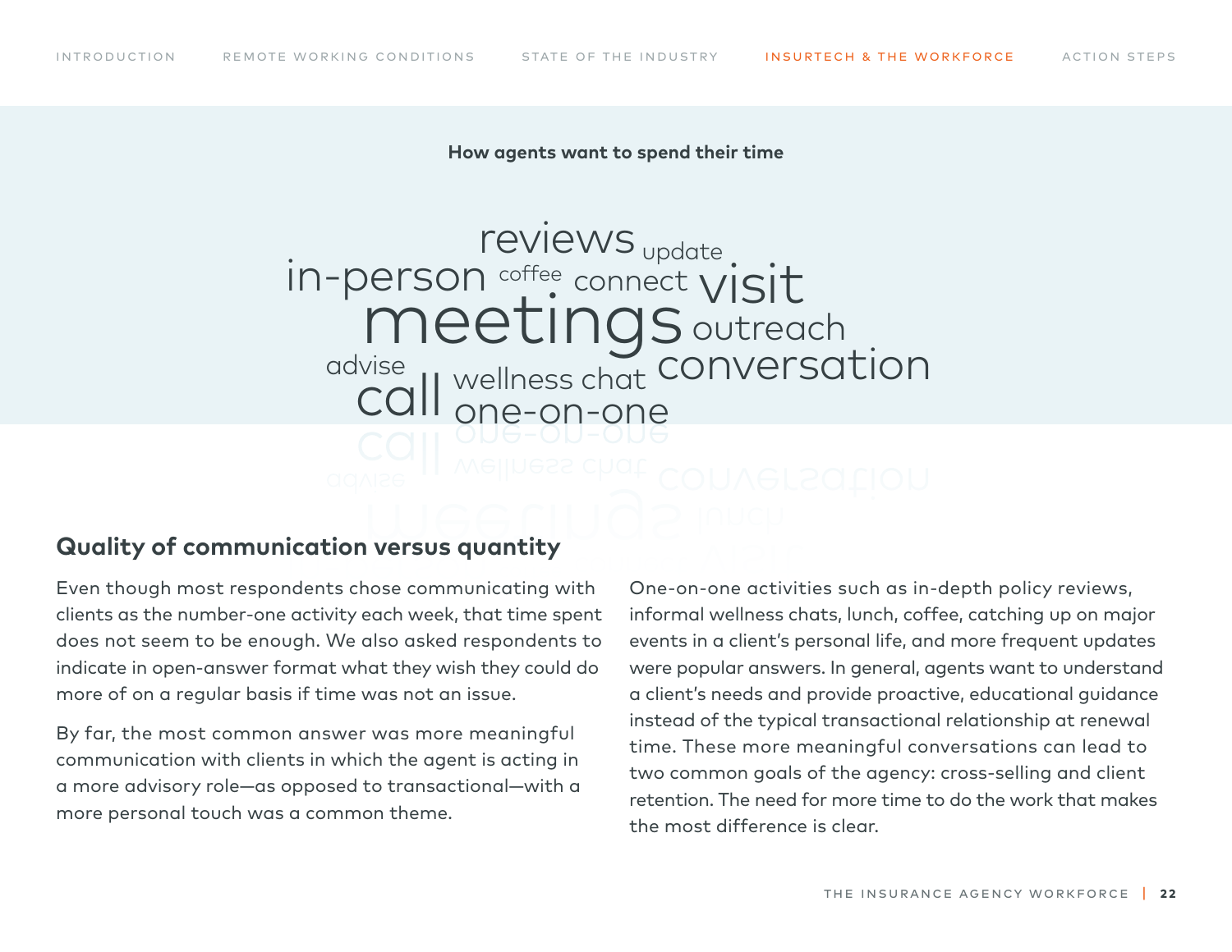**How agents want to spend their time**

reviews update in-person coffee connect visit meetings outreach advise conversation call wellness chat one-on-one

## Quality of communication versus quantity

Even though most respondents chose communicating with clients as the number-one activity each week, that time spent does not seem to be enough. We also asked respondents to indicate in open-answer format what they wish they could do more of on a regular basis if time was not an issue.

By far, the most common answer was more meaningful communication with clients in which the agent is acting in a more advisory role—as opposed to transactional—with a more personal touch was a common theme.

One-on-one activities such as in-depth policy reviews, informal wellness chats, lunch, coffee, catching up on major events in a client's personal life, and more frequent updates were popular answers. In general, agents want to understand a client's needs and provide proactive, educational guidance instead of the typical transactional relationship at renewal time. These more meaningful conversations can lead to two common goals of the agency: cross-selling and client retention. The need for more time to do the work that makes the most difference is clear.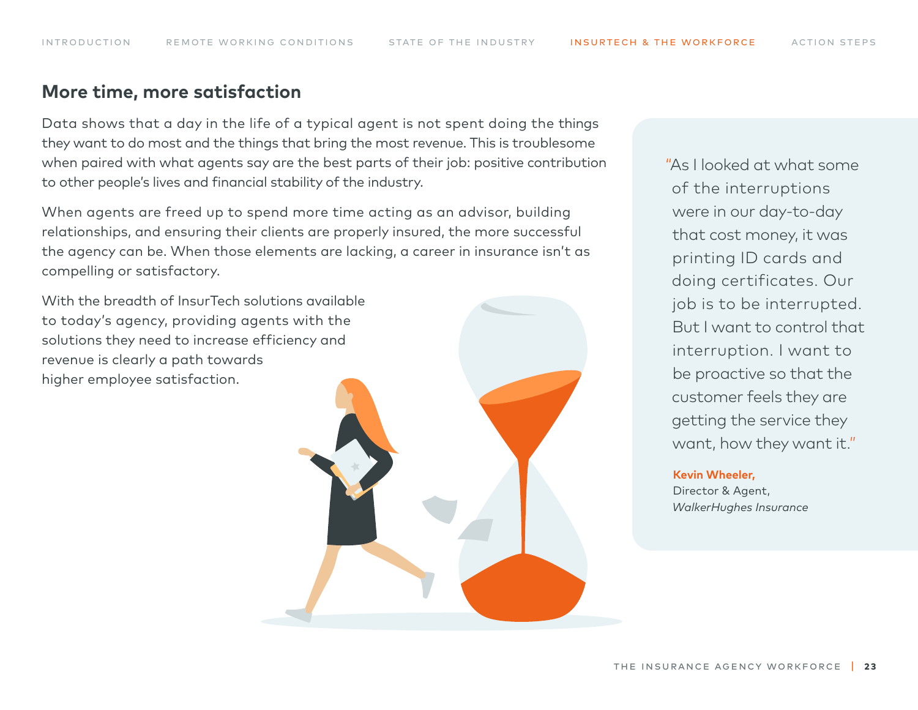## More time, more satisfaction

Data shows that a day in the life of a typical agent is not spent doing the things they want to do most and the things that bring the most revenue. This is troublesome when paired with what agents say are the best parts of their job: positive contribution to other people's lives and financial stability of the industry.

When agents are freed up to spend more time acting as an advisor, building relationships, and ensuring their clients are properly insured, the more successful the agency can be. When those elements are lacking, a career in insurance isn't as compelling or satisfactory.

With the breadth of InsurTech solutions available to today's agency, providing agents with the solutions they need to increase efficiency and revenue is clearly a path towards higher employee satisfaction.

> "As I looked at what some of the interruptions were in our day-to-day that cost money, it was printing ID cards and doing certificates. Our job is to be interrupted. But I want to control that interruption. I want to be proactive so that the customer feels they are getting the service they want, how they want it."
>
> **Kevin Wheeler,**
> Director & Agent,
> *WalkerHughes Insurance*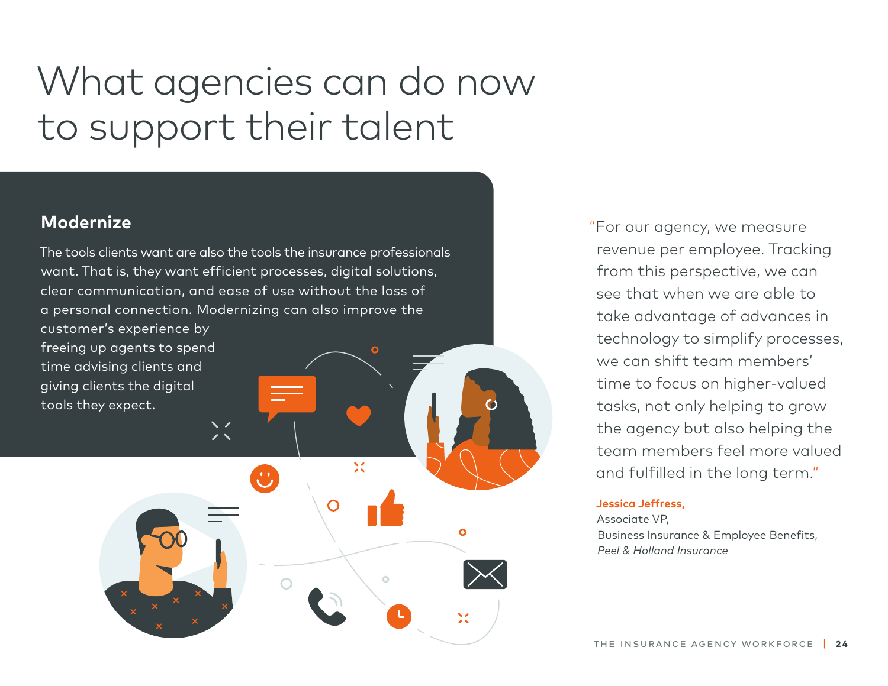# What agencies can do now to support their talent

## Modernize

The tools clients want are also the tools the insurance professionals want. That is, they want efficient processes, digital solutions, clear communication, and ease of use without the loss of a personal connection. Modernizing can also improve the customer's experience by freeing up agents to spend time advising clients and giving clients the digital tools they expect.

"For our agency, we measure revenue per employee. Tracking from this perspective, we can see that when we are able to take advantage of advances in technology to simplify processes, we can shift team members' time to focus on higher-valued tasks, not only helping to grow the agency but also helping the team members feel more valued and fulfilled in the long term."

**Jessica Jeffress,**
Associate VP,
Business Insurance & Employee Benefits,
*Peel & Holland Insurance*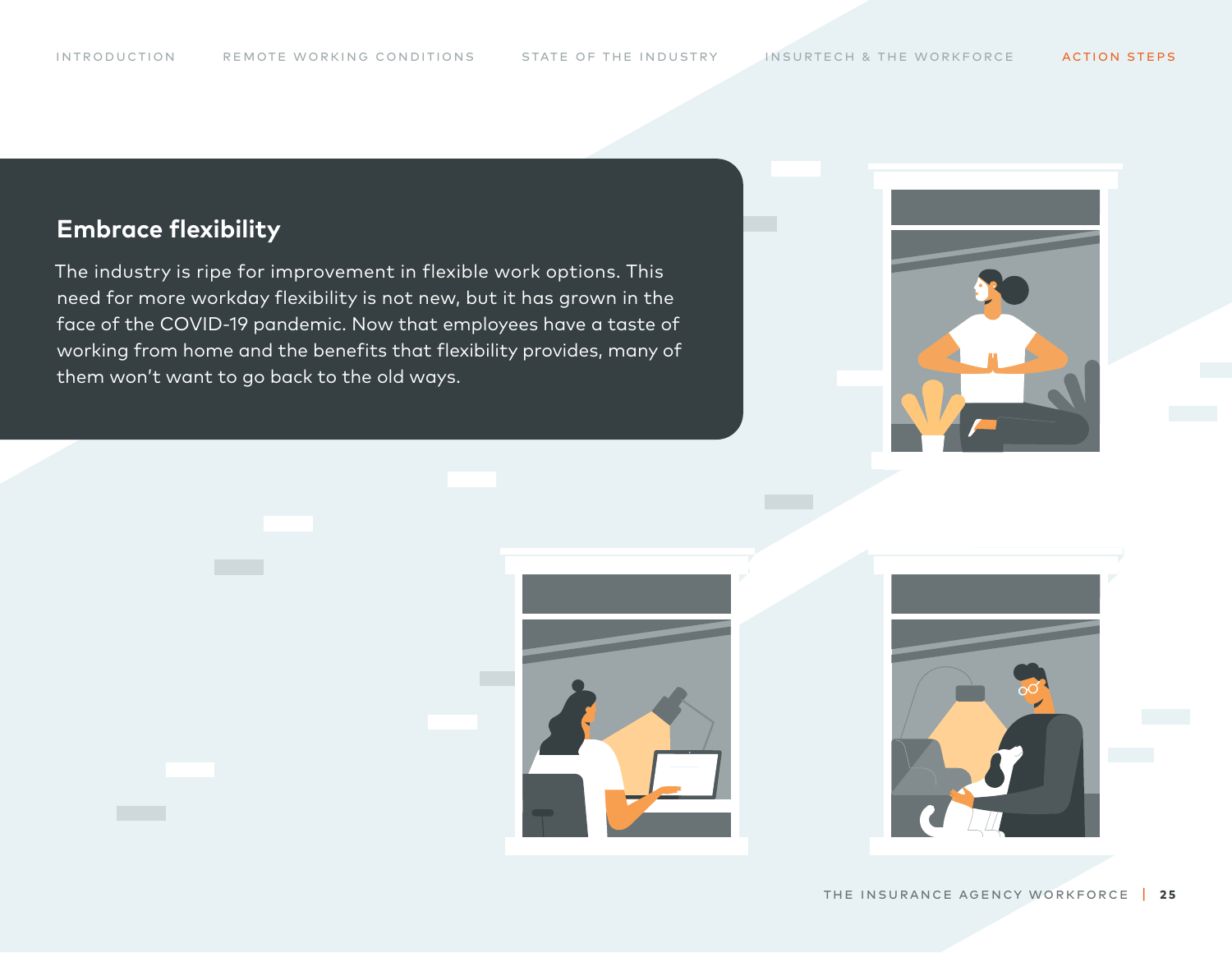## Embrace flexibility

The industry is ripe for improvement in flexible work options. This need for more workday flexibility is not new, but it has grown in the face of the COVID-19 pandemic. Now that employees have a taste of working from home and the benefits that flexibility provides, many of them won't want to go back to the old ways.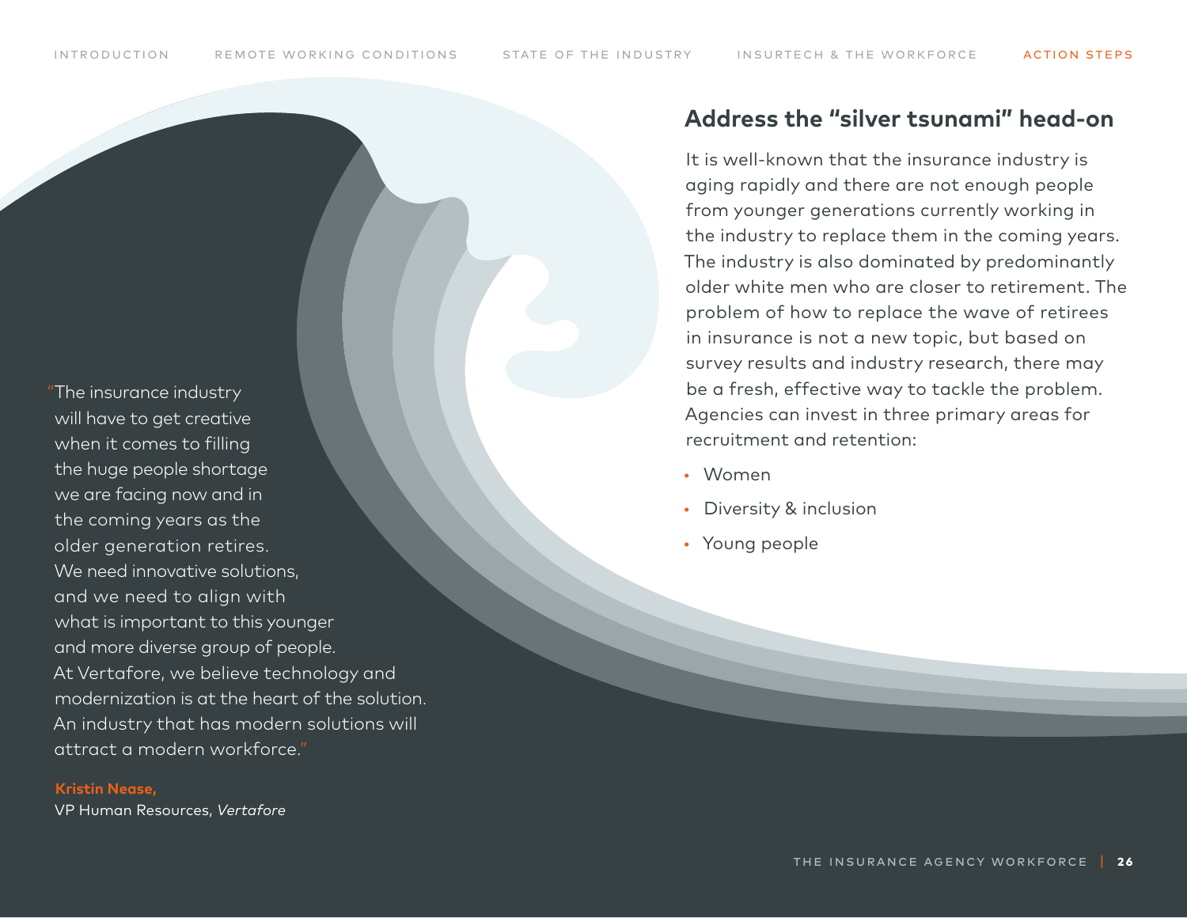## Address the "silver tsunami" head-on

It is well-known that the insurance industry is aging rapidly and there are not enough people from younger generations currently working in the industry to replace them in the coming years. The industry is also dominated by predominantly older white men who are closer to retirement. The problem of how to replace the wave of retirees in insurance is not a new topic, but based on survey results and industry research, there may be a fresh, effective way to tackle the problem. Agencies can invest in three primary areas for recruitment and retention:

- Women
- Diversity & inclusion
- Young people

"The insurance industry will have to get creative when it comes to filling the huge people shortage we are facing now and in the coming years as the older generation retires. We need innovative solutions, and we need to align with what is important to this younger and more diverse group of people. At Vertafore, we believe technology and modernization is at the heart of the solution. An industry that has modern solutions will attract a modern workforce."

**Kristin Nease,**
VP Human Resources, *Vertafore*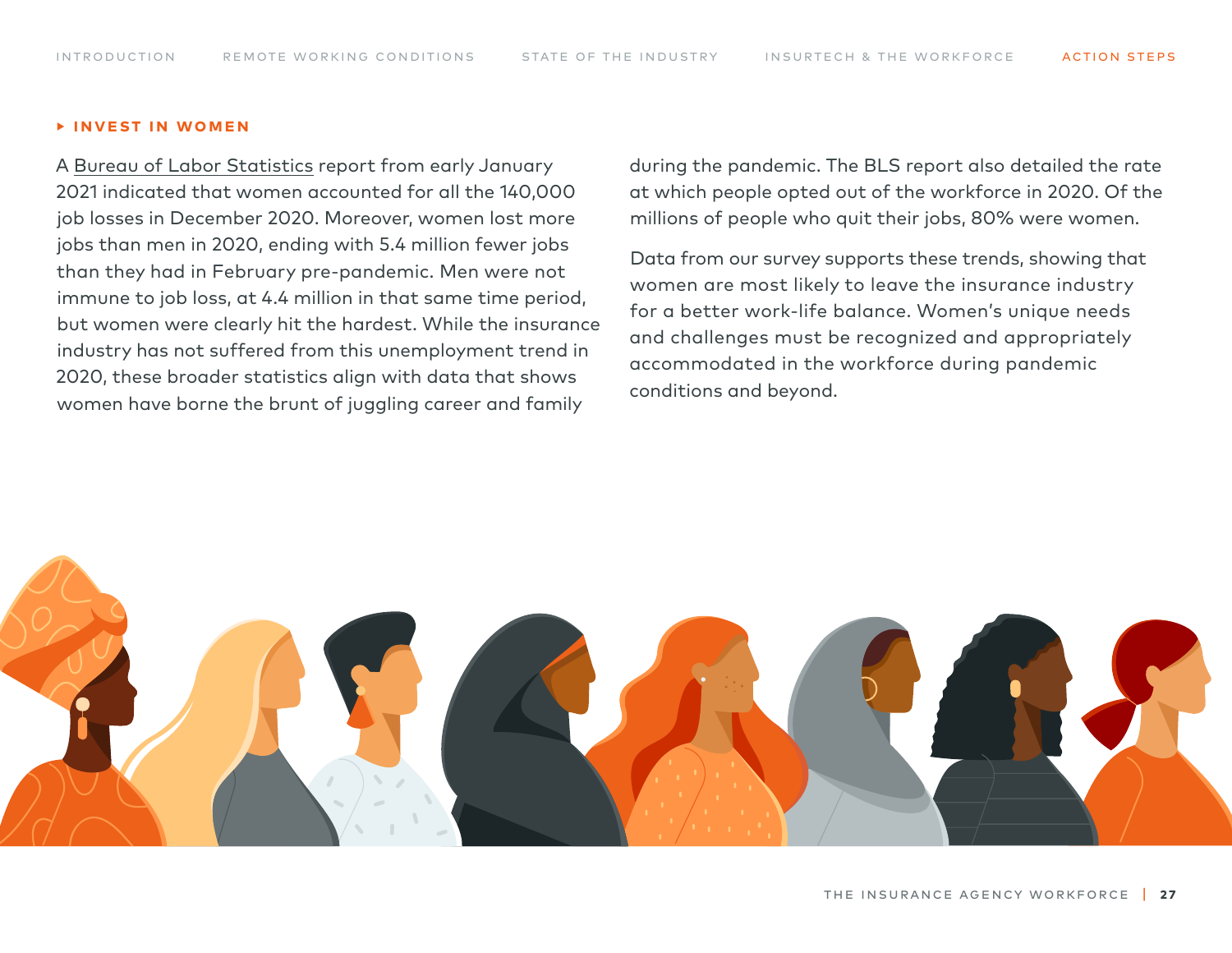## INVEST IN WOMEN

A Bureau of Labor Statistics report from early January 2021 indicated that women accounted for all the 140,000 job losses in December 2020. Moreover, women lost more jobs than men in 2020, ending with 5.4 million fewer jobs than they had in February pre-pandemic. Men were not immune to job loss, at 4.4 million in that same time period, but women were clearly hit the hardest. While the insurance industry has not suffered from this unemployment trend in 2020, these broader statistics align with data that shows women have borne the brunt of juggling career and family during the pandemic. The BLS report also detailed the rate at which people opted out of the workforce in 2020. Of the millions of people who quit their jobs, 80% were women.

Data from our survey supports these trends, showing that women are most likely to leave the insurance industry for a better work-life balance. Women's unique needs and challenges must be recognized and appropriately accommodated in the workforce during pandemic conditions and beyond.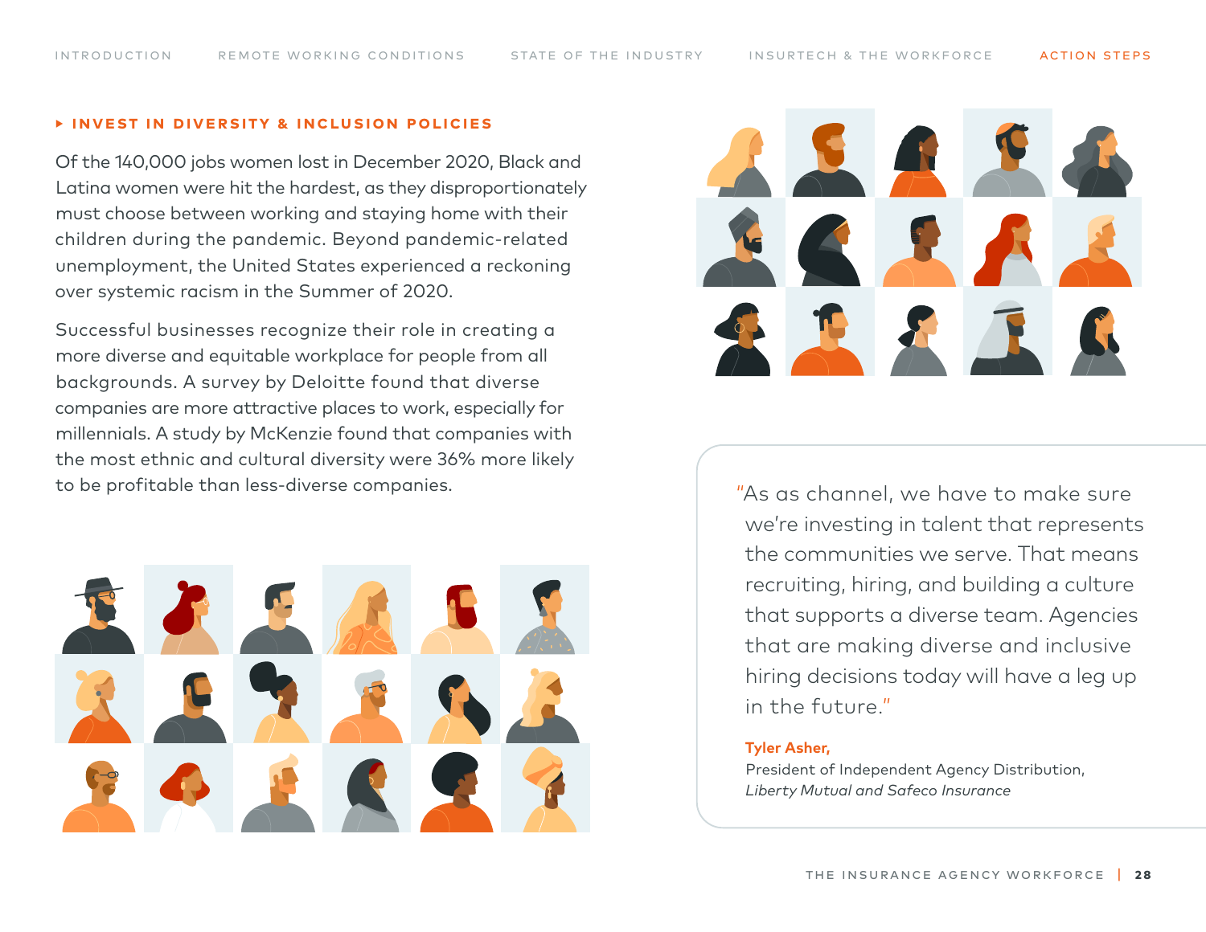### INVEST IN DIVERSITY & INCLUSION POLICIES

Of the 140,000 jobs women lost in December 2020, Black and Latina women were hit the hardest, as they disproportionately must choose between working and staying home with their children during the pandemic. Beyond pandemic-related unemployment, the United States experienced a reckoning over systemic racism in the Summer of 2020.

Successful businesses recognize their role in creating a more diverse and equitable workplace for people from all backgrounds. A survey by Deloitte found that diverse companies are more attractive places to work, especially for millennials. A study by McKenzie found that companies with the most ethnic and cultural diversity were 36% more likely to be profitable than less-diverse companies.

> "As as channel, we have to make sure we're investing in talent that represents the communities we serve. That means recruiting, hiring, and building a culture that supports a diverse team. Agencies that are making diverse and inclusive hiring decisions today will have a leg up in the future."
>
> **Tyler Asher,**
> President of Independent Agency Distribution,
> *Liberty Mutual and Safeco Insurance*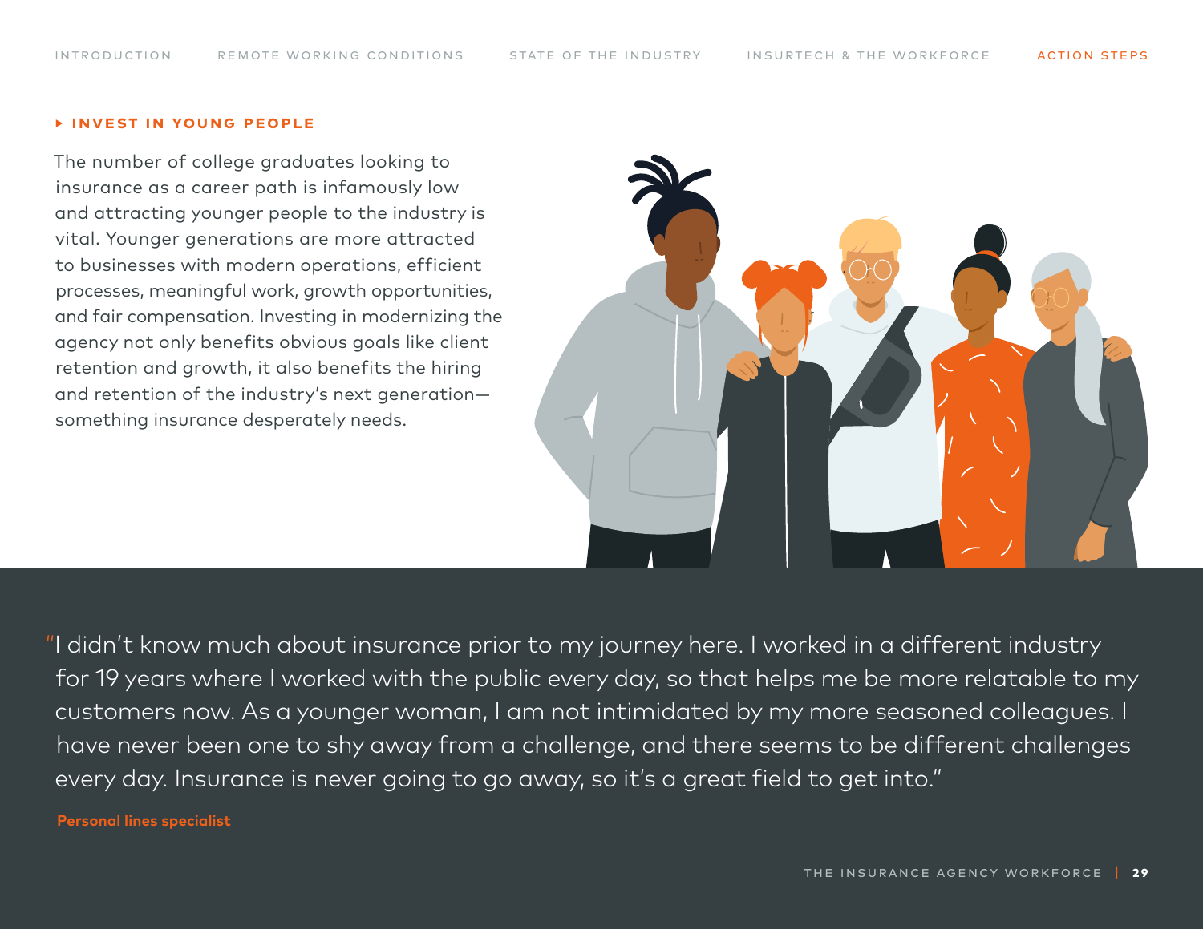### ▸ INVEST IN YOUNG PEOPLE

The number of college graduates looking to insurance as a career path is infamously low and attracting younger people to the industry is vital. Younger generations are more attracted to businesses with modern operations, efficient processes, meaningful work, growth opportunities, and fair compensation. Investing in modernizing the agency not only benefits obvious goals like client retention and growth, it also benefits the hiring and retention of the industry's next generation—something insurance desperately needs.

"I didn't know much about insurance prior to my journey here. I worked in a different industry for 19 years where I worked with the public every day, so that helps me be more relatable to my customers now. As a younger woman, I am not intimidated by my more seasoned colleagues. I have never been one to shy away from a challenge, and there seems to be different challenges every day. Insurance is never going to go away, so it's a great field to get into."

**Personal lines specialist**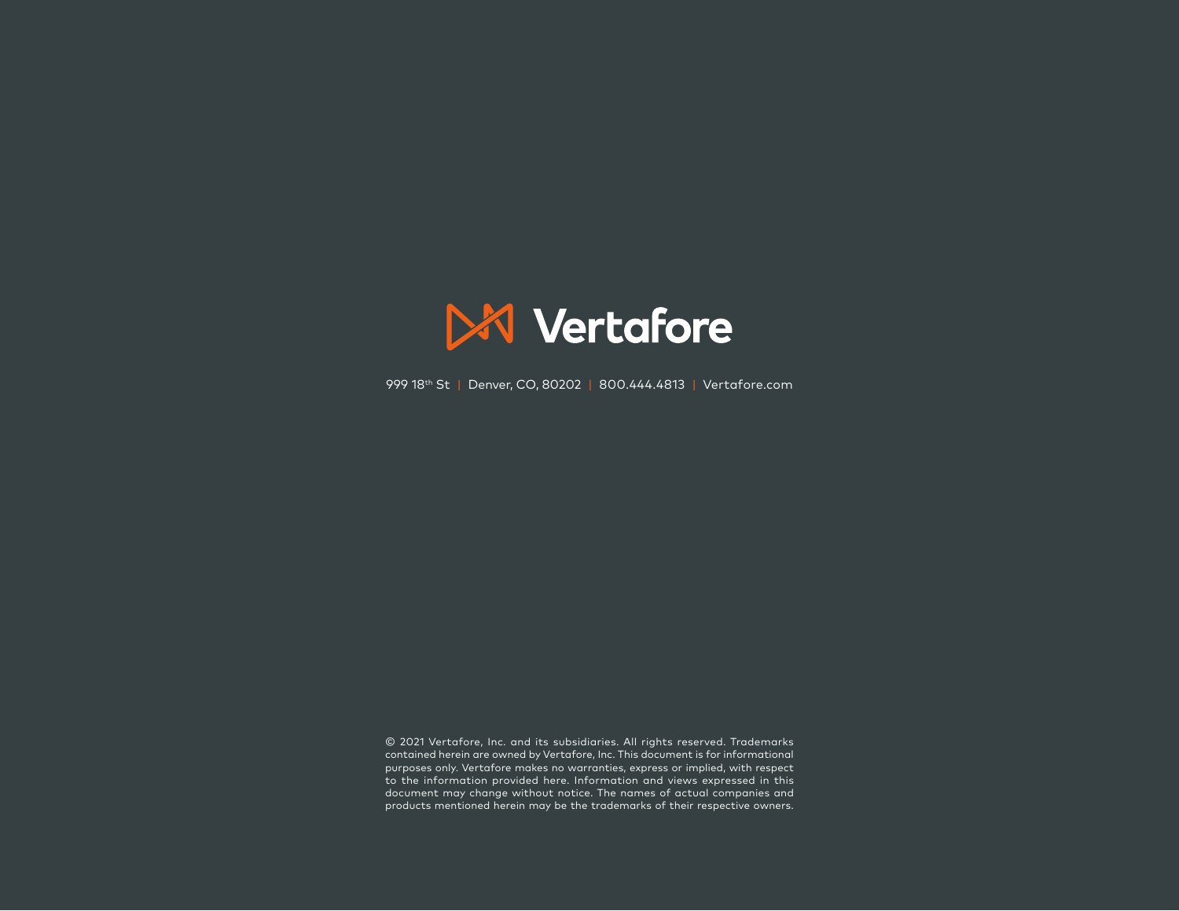Vertafore

999 18th St | Denver, CO, 80202 | 800.444.4813 | Vertafore.com

© 2021 Vertafore, Inc. and its subsidiaries. All rights reserved. Trademarks contained herein are owned by Vertafore, Inc. This document is for informational purposes only. Vertafore makes no warranties, express or implied, with respect to the information provided here. Information and views expressed in this document may change without notice. The names of actual companies and products mentioned herein may be the trademarks of their respective owners.